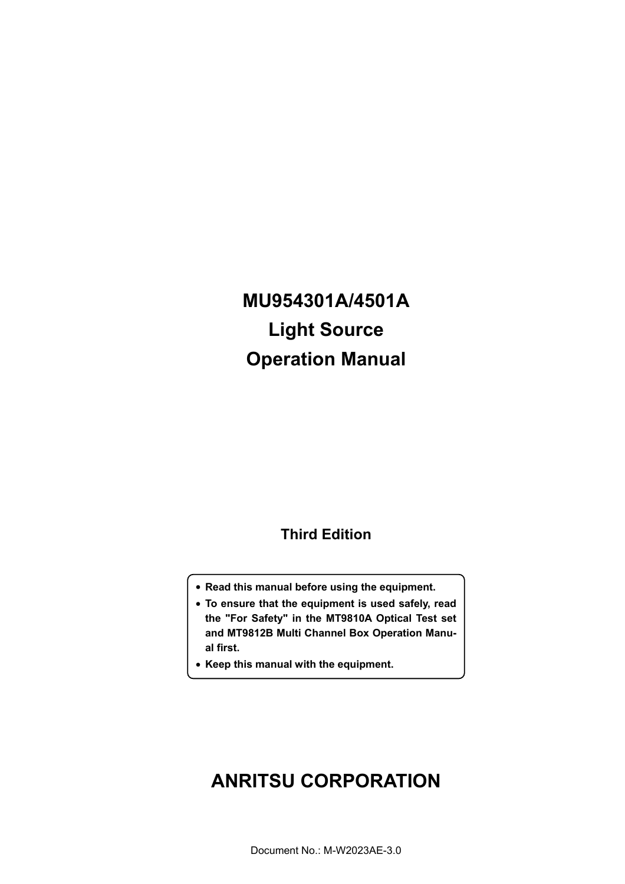# MU954301A/4501A
# Light Source
# Operation Manual

**Third Edition**

- **Read this manual before using the equipment.**
- **To ensure that the equipment is used safely, read the "For Safety" in the MT9810A Optical Test set and MT9812B Multi Channel Box Operation Manual first.**
- **Keep this manual with the equipment.**

# ANRITSU CORPORATION

Document No.: M-W2023AE-3.0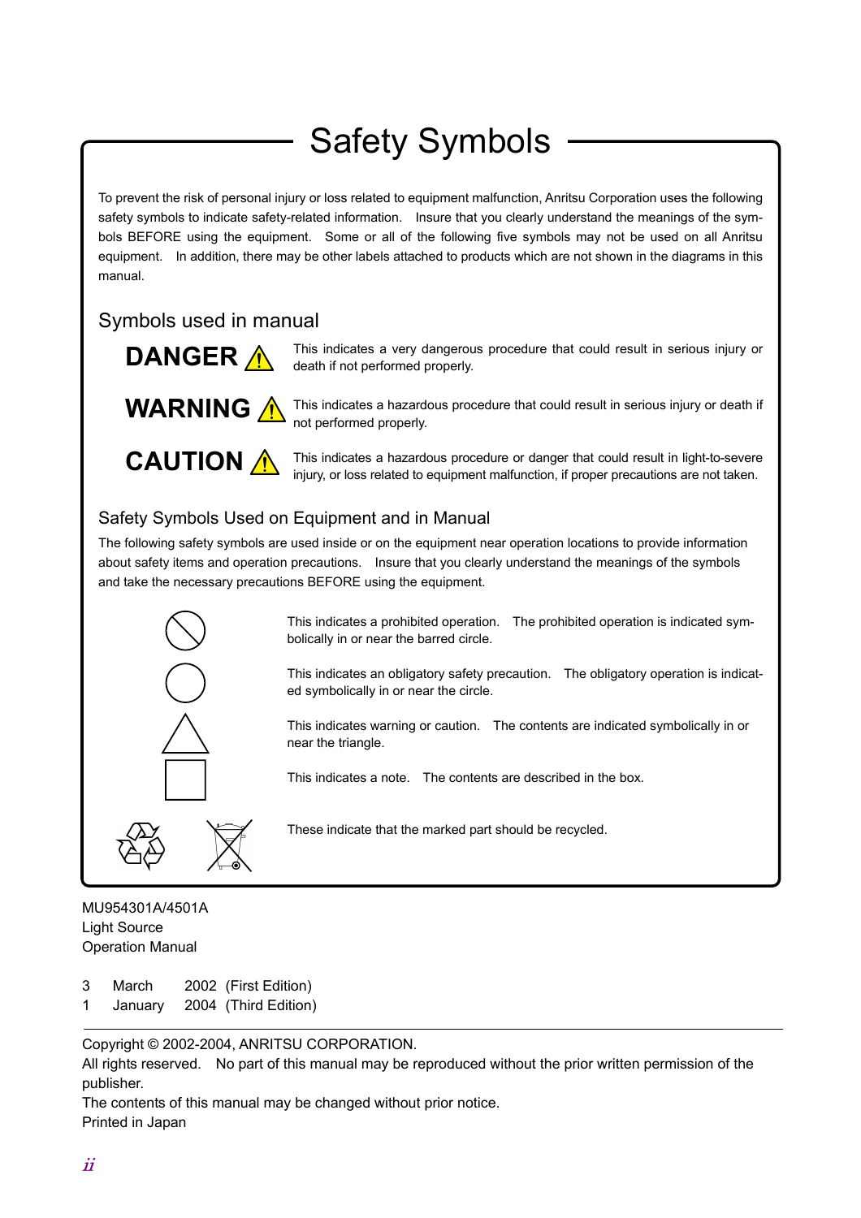# Safety Symbols

To prevent the risk of personal injury or loss related to equipment malfunction, Anritsu Corporation uses the following safety symbols to indicate safety-related information. Insure that you clearly understand the meanings of the symbols BEFORE using the equipment. Some or all of the following five symbols may not be used on all Anritsu equipment. In addition, there may be other labels attached to products which are not shown in the diagrams in this manual.

## Symbols used in manual

**DANGER** ⚠ This indicates a very dangerous procedure that could result in serious injury or death if not performed properly.

**WARNING** ⚠ This indicates a hazardous procedure that could result in serious injury or death if not performed properly.

**CAUTION** ⚠ This indicates a hazardous procedure or danger that could result in light-to-severe injury, or loss related to equipment malfunction, if proper precautions are not taken.

## Safety Symbols Used on Equipment and in Manual

The following safety symbols are used inside or on the equipment near operation locations to provide information about safety items and operation precautions. Insure that you clearly understand the meanings of the symbols and take the necessary precautions BEFORE using the equipment.

This indicates a prohibited operation. The prohibited operation is indicated symbolically in or near the barred circle.

This indicates an obligatory safety precaution. The obligatory operation is indicated symbolically in or near the circle.

This indicates warning or caution. The contents are indicated symbolically in or near the triangle.

This indicates a note. The contents are described in the box.

These indicate that the marked part should be recycled.

MU954301A/4501A
Light Source
Operation Manual

3 March 2002 (First Edition)
1 January 2004 (Third Edition)

---

Copyright © 2002-2004, ANRITSU CORPORATION.
All rights reserved. No part of this manual may be reproduced without the prior written permission of the publisher.
The contents of this manual may be changed without prior notice.
Printed in Japan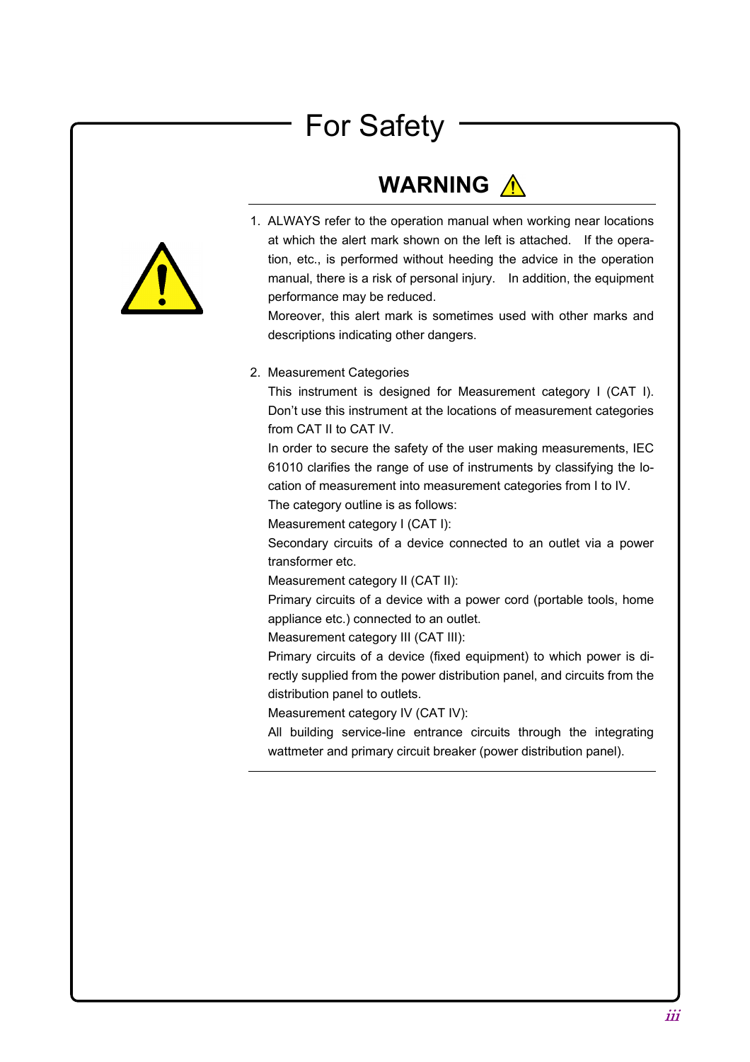# For Safety

## WARNING ⚠

1. ALWAYS refer to the operation manual when working near locations at which the alert mark shown on the left is attached. If the operation, etc., is performed without heeding the advice in the operation manual, there is a risk of personal injury. In addition, the equipment performance may be reduced.
   Moreover, this alert mark is sometimes used with other marks and descriptions indicating other dangers.

2. Measurement Categories
   This instrument is designed for Measurement category I (CAT I). Don't use this instrument at the locations of measurement categories from CAT II to CAT IV.
   In order to secure the safety of the user making measurements, IEC 61010 clarifies the range of use of instruments by classifying the location of measurement into measurement categories from I to IV.
   The category outline is as follows:
   Measurement category I (CAT I):
   Secondary circuits of a device connected to an outlet via a power transformer etc.
   Measurement category II (CAT II):
   Primary circuits of a device with a power cord (portable tools, home appliance etc.) connected to an outlet.
   Measurement category III (CAT III):
   Primary circuits of a device (fixed equipment) to which power is directly supplied from the power distribution panel, and circuits from the distribution panel to outlets.
   Measurement category IV (CAT IV):
   All building service-line entrance circuits through the integrating wattmeter and primary circuit breaker (power distribution panel).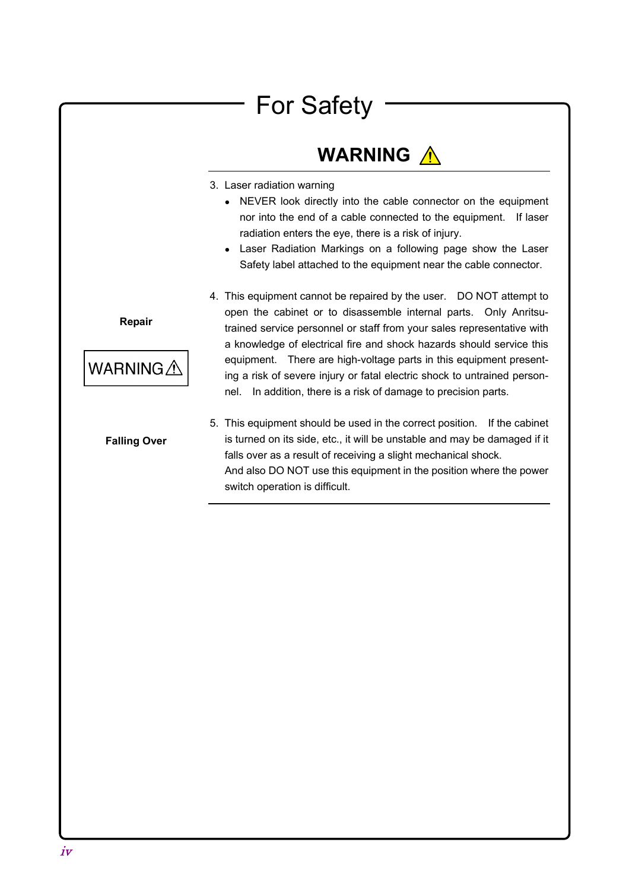# For Safety

## WARNING ⚠

3. Laser radiation warning
   - NEVER look directly into the cable connector on the equipment nor into the end of a cable connected to the equipment. If laser radiation enters the eye, there is a risk of injury.
   - Laser Radiation Markings on a following page show the Laser Safety label attached to the equipment near the cable connector.

**Repair**

WARNING ⚠

4. This equipment cannot be repaired by the user. DO NOT attempt to open the cabinet or to disassemble internal parts. Only Anritsu-trained service personnel or staff from your sales representative with a knowledge of electrical fire and shock hazards should service this equipment. There are high-voltage parts in this equipment presenting a risk of severe injury or fatal electric shock to untrained personnel. In addition, there is a risk of damage to precision parts.

**Falling Over**

5. This equipment should be used in the correct position. If the cabinet is turned on its side, etc., it will be unstable and may be damaged if it falls over as a result of receiving a slight mechanical shock.
   And also DO NOT use this equipment in the position where the power switch operation is difficult.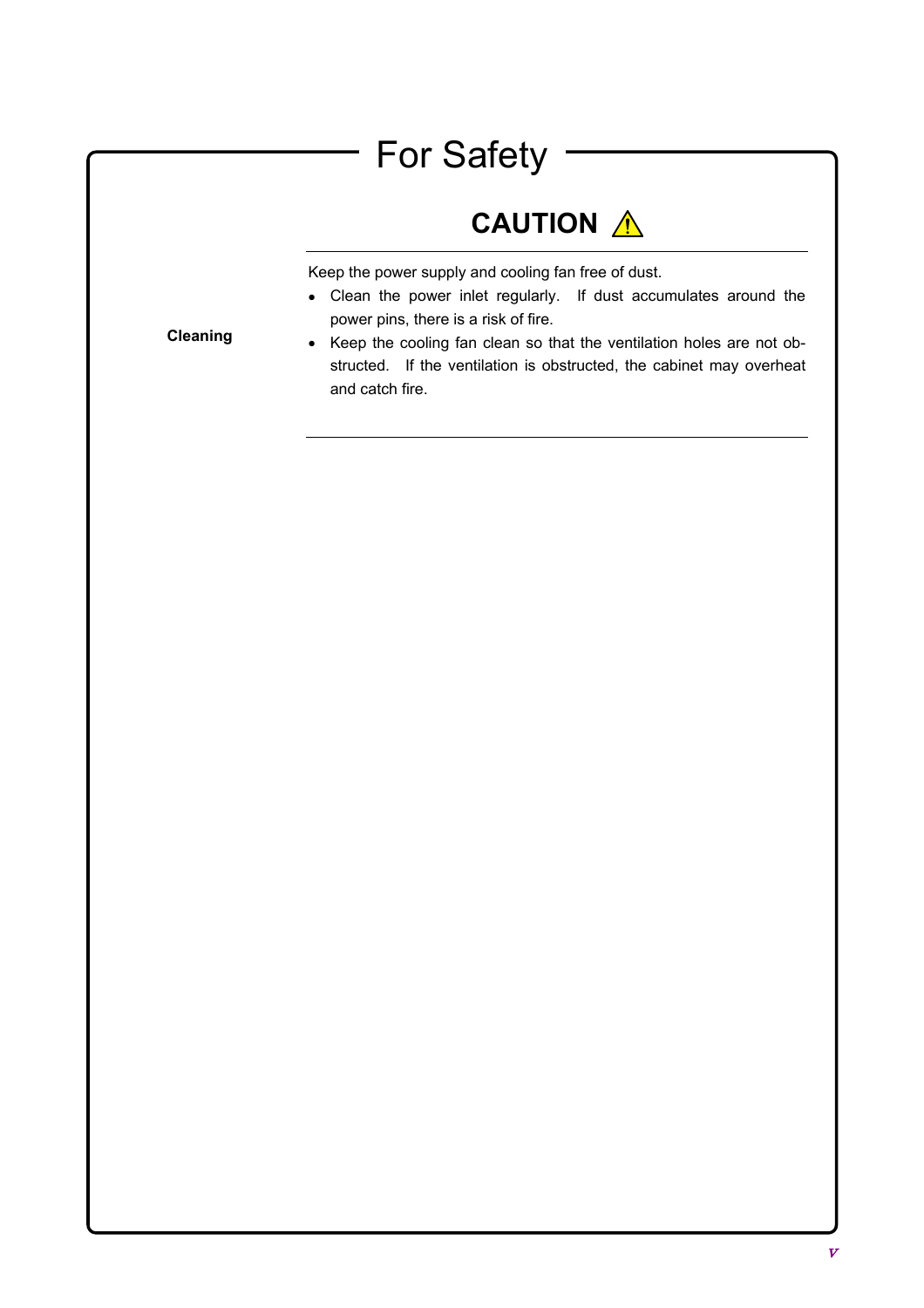# For Safety

## CAUTION ⚠

**Cleaning**

Keep the power supply and cooling fan free of dust.

- Clean the power inlet regularly. If dust accumulates around the power pins, there is a risk of fire.
- Keep the cooling fan clean so that the ventilation holes are not obstructed. If the ventilation is obstructed, the cabinet may overheat and catch fire.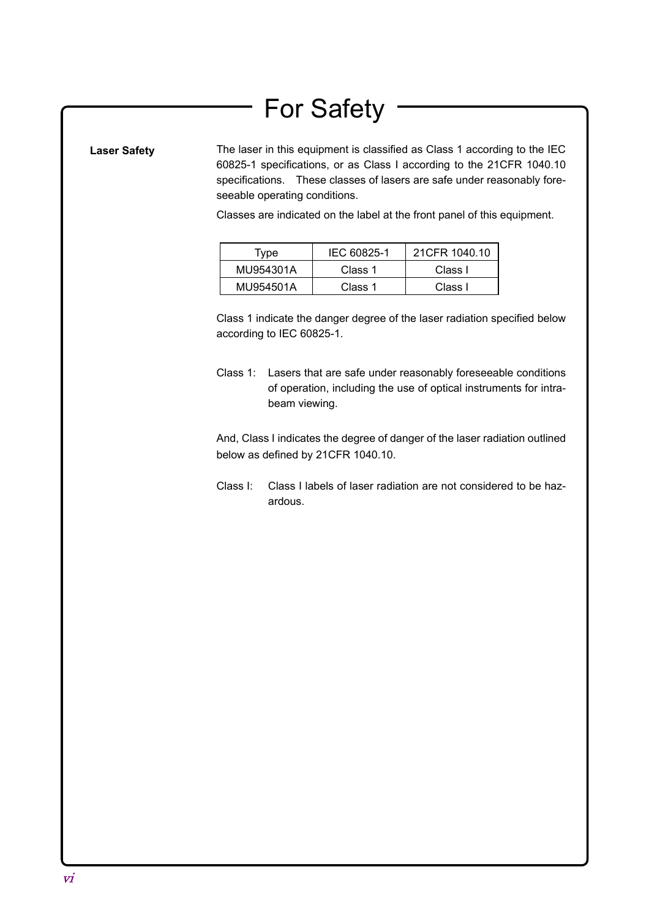# For Safety

**Laser Safety**

The laser in this equipment is classified as Class 1 according to the IEC 60825-1 specifications, or as Class I according to the 21CFR 1040.10 specifications. These classes of lasers are safe under reasonably foreseeable operating conditions.

Classes are indicated on the label at the front panel of this equipment.

| Type | IEC 60825-1 | 21CFR 1040.10 |
|---|---|---|
| MU954301A | Class 1 | Class I |
| MU954501A | Class 1 | Class I |

Class 1 indicate the danger degree of the laser radiation specified below according to IEC 60825-1.

Class 1: Lasers that are safe under reasonably foreseeable conditions of operation, including the use of optical instruments for intrabeam viewing.

And, Class I indicates the degree of danger of the laser radiation outlined below as defined by 21CFR 1040.10.

Class I: Class I labels of laser radiation are not considered to be hazardous.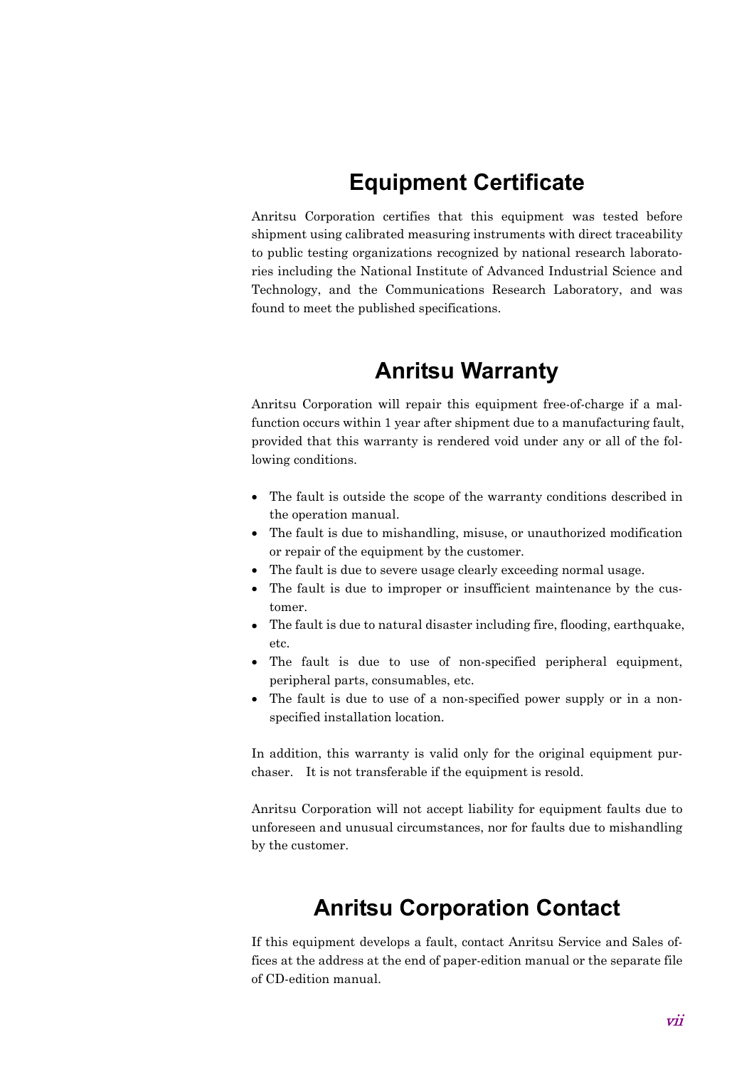# Equipment Certificate

Anritsu Corporation certifies that this equipment was tested before shipment using calibrated measuring instruments with direct traceability to public testing organizations recognized by national research laboratories including the National Institute of Advanced Industrial Science and Technology, and the Communications Research Laboratory, and was found to meet the published specifications.

# Anritsu Warranty

Anritsu Corporation will repair this equipment free-of-charge if a malfunction occurs within 1 year after shipment due to a manufacturing fault, provided that this warranty is rendered void under any or all of the following conditions.

- The fault is outside the scope of the warranty conditions described in the operation manual.
- The fault is due to mishandling, misuse, or unauthorized modification or repair of the equipment by the customer.
- The fault is due to severe usage clearly exceeding normal usage.
- The fault is due to improper or insufficient maintenance by the customer.
- The fault is due to natural disaster including fire, flooding, earthquake, etc.
- The fault is due to use of non-specified peripheral equipment, peripheral parts, consumables, etc.
- The fault is due to use of a non-specified power supply or in a non-specified installation location.

In addition, this warranty is valid only for the original equipment purchaser. It is not transferable if the equipment is resold.

Anritsu Corporation will not accept liability for equipment faults due to unforeseen and unusual circumstances, nor for faults due to mishandling by the customer.

# Anritsu Corporation Contact

If this equipment develops a fault, contact Anritsu Service and Sales offices at the address at the end of paper-edition manual or the separate file of CD-edition manual.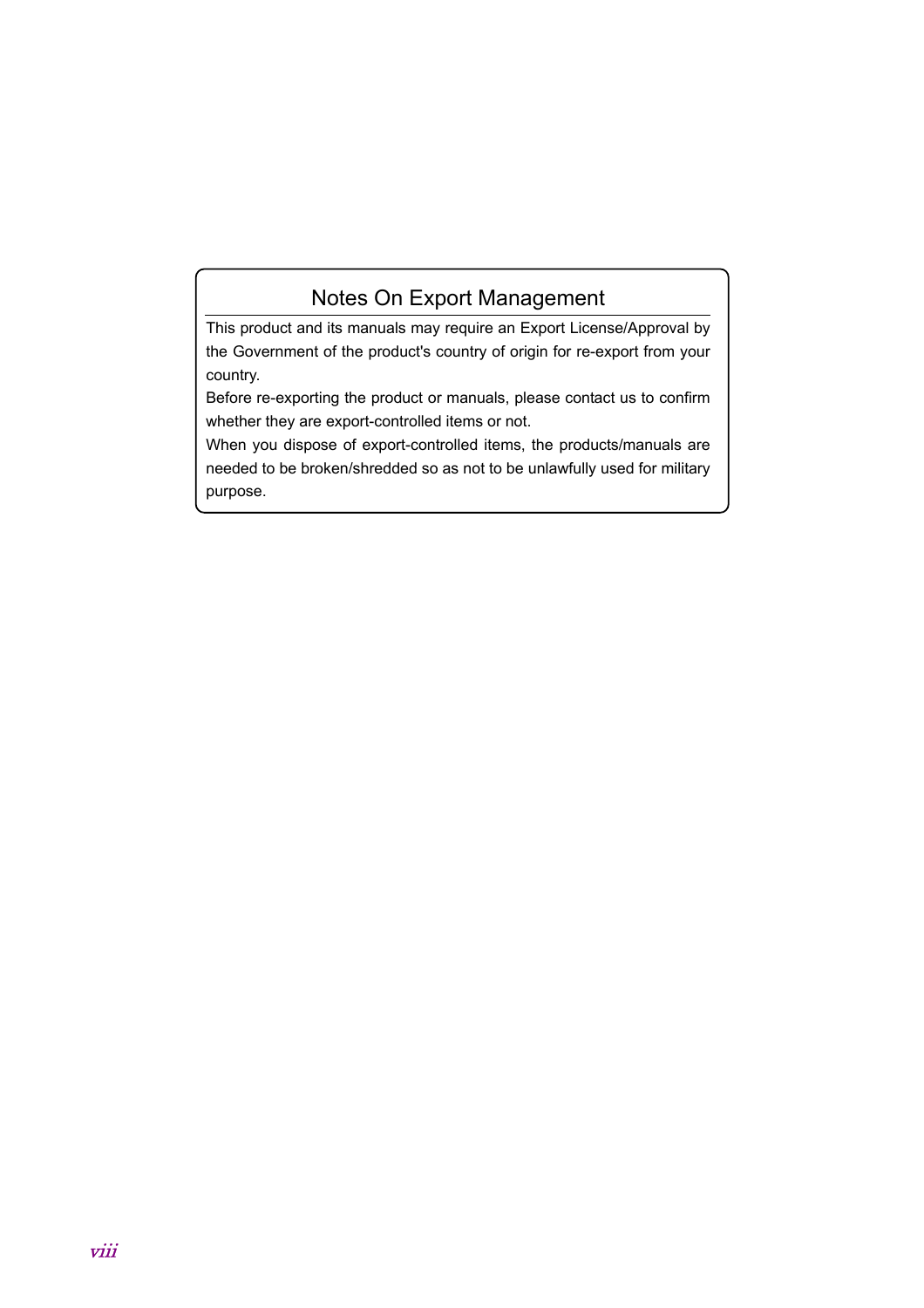## Notes On Export Management

This product and its manuals may require an Export License/Approval by the Government of the product's country of origin for re-export from your country.

Before re-exporting the product or manuals, please contact us to confirm whether they are export-controlled items or not.

When you dispose of export-controlled items, the products/manuals are needed to be broken/shredded so as not to be unlawfully used for military purpose.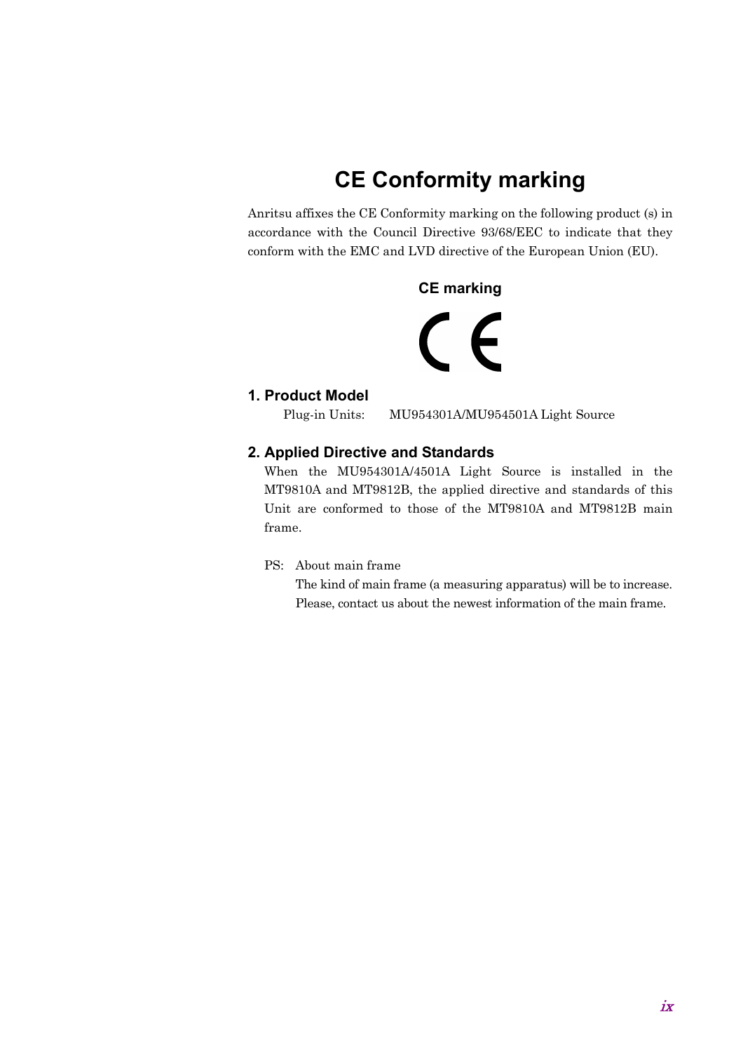# CE Conformity marking

Anritsu affixes the CE Conformity marking on the following product (s) in accordance with the Council Directive 93/68/EEC to indicate that they conform with the EMC and LVD directive of the European Union (EU).

**CE marking**

CE

## 1. Product Model

Plug-in Units: MU954301A/MU954501A Light Source

## 2. Applied Directive and Standards

When the MU954301A/4501A Light Source is installed in the MT9810A and MT9812B, the applied directive and standards of this Unit are conformed to those of the MT9810A and MT9812B main frame.

PS: About main frame

The kind of main frame (a measuring apparatus) will be to increase. Please, contact us about the newest information of the main frame.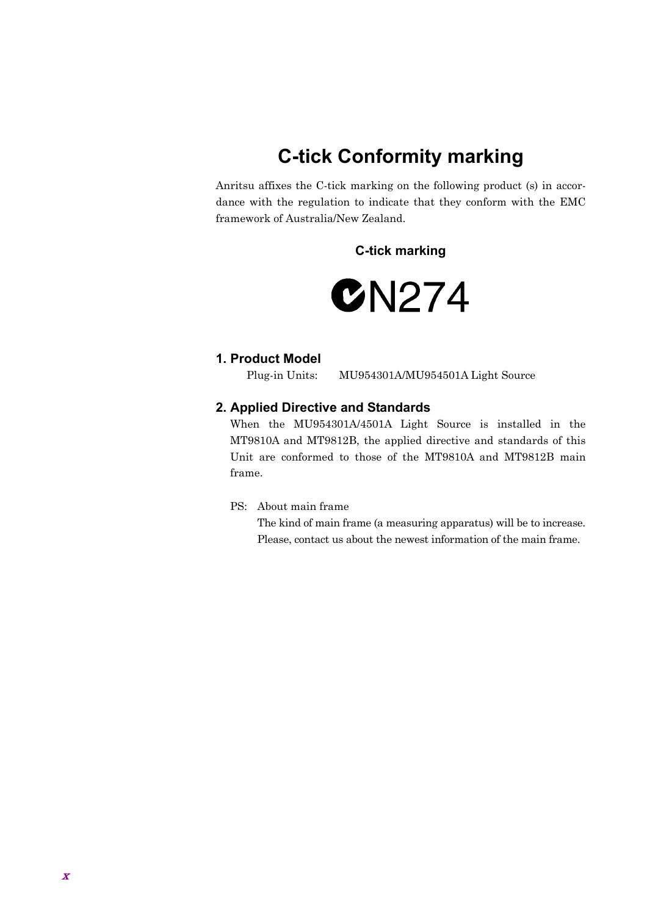# C-tick Conformity marking

Anritsu affixes the C-tick marking on the following product (s) in accordance with the regulation to indicate that they conform with the EMC framework of Australia/New Zealand.

**C-tick marking**

N274

### 1. Product Model

Plug-in Units: MU954301A/MU954501A Light Source

### 2. Applied Directive and Standards

When the MU954301A/4501A Light Source is installed in the MT9810A and MT9812B, the applied directive and standards of this Unit are conformed to those of the MT9810A and MT9812B main frame.

PS: About main frame
The kind of main frame (a measuring apparatus) will be to increase.
Please, contact us about the newest information of the main frame.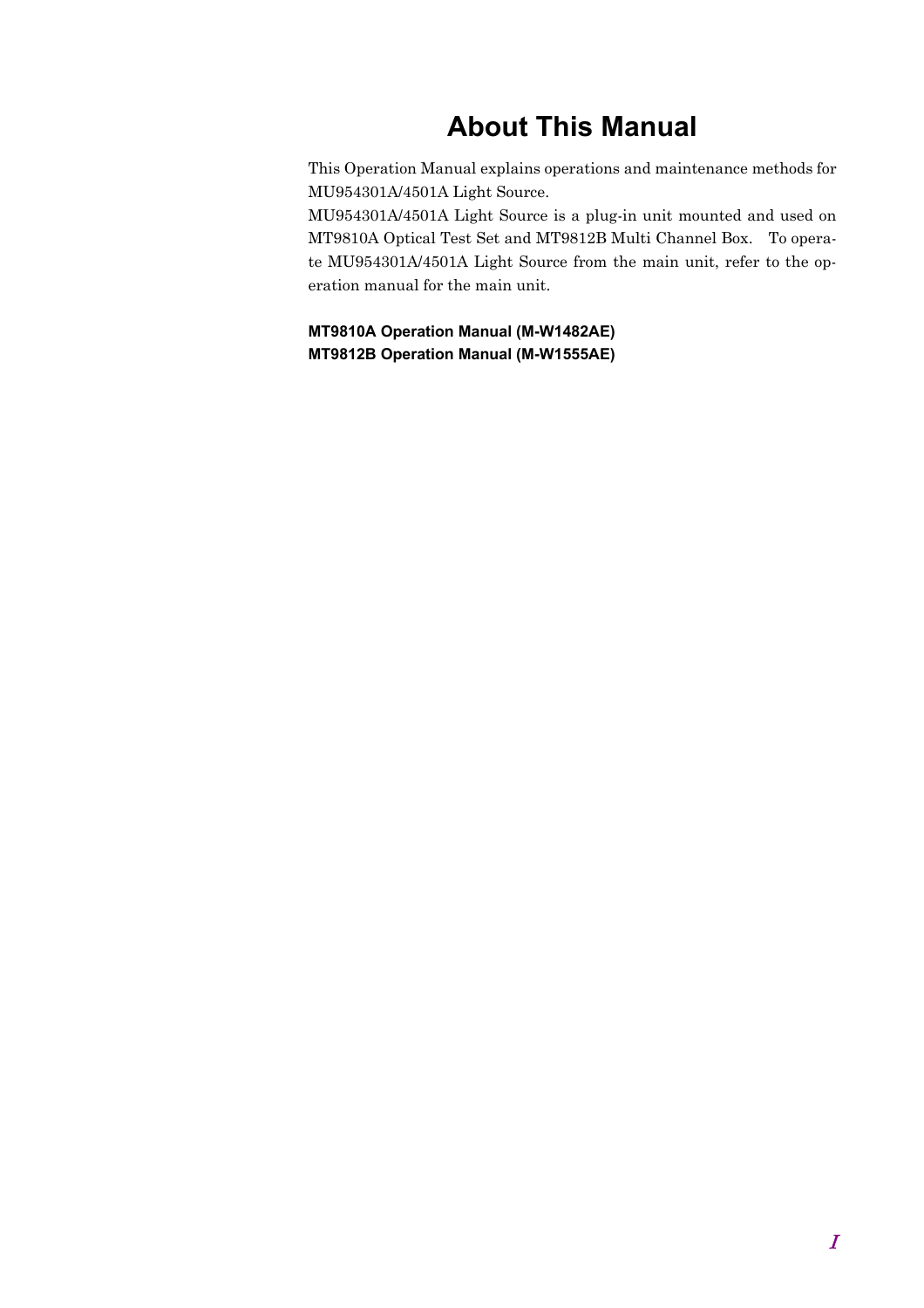# About This Manual

This Operation Manual explains operations and maintenance methods for MU954301A/4501A Light Source.

MU954301A/4501A Light Source is a plug-in unit mounted and used on MT9810A Optical Test Set and MT9812B Multi Channel Box. To operate MU954301A/4501A Light Source from the main unit, refer to the operation manual for the main unit.

**MT9810A Operation Manual (M-W1482AE)**
**MT9812B Operation Manual (M-W1555AE)**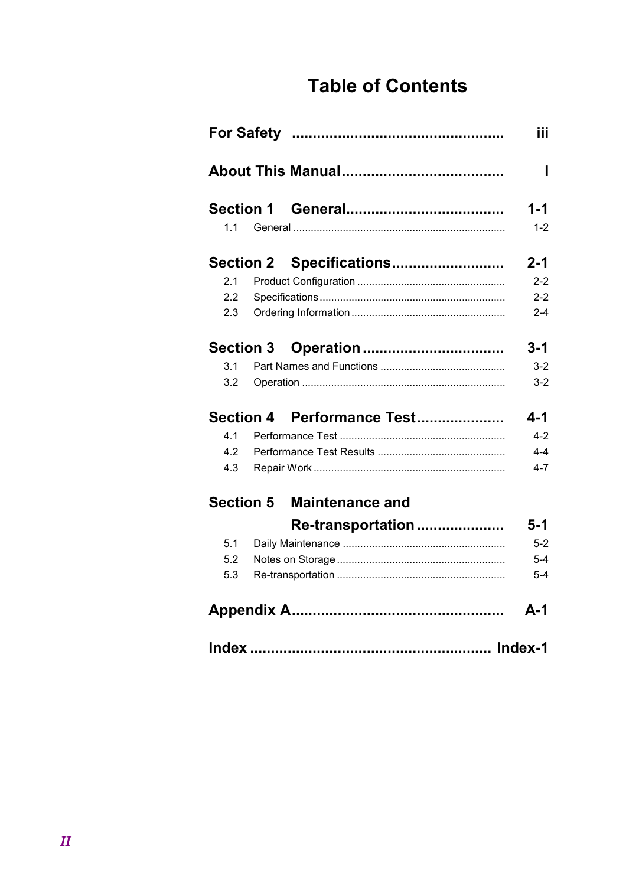# Table of Contents

**For Safety** .................................................. iii

**About This Manual** ...................................... I

**Section 1 General** ..................................... 1-1

1.1 General ........................................................................ 1-2

**Section 2 Specifications** ........................... 2-1

2.1 Product Configuration .................................................. 2-2
2.2 Specifications ............................................................... 2-2
2.3 Ordering Information .................................................... 2-4

**Section 3 Operation** .................................. 3-1

3.1 Part Names and Functions ........................................... 3-2
3.2 Operation ..................................................................... 3-2

**Section 4 Performance Test** ..................... 4-1

4.1 Performance Test ......................................................... 4-2
4.2 Performance Test Results ............................................ 4-4
4.3 Repair Work ................................................................. 4-7

**Section 5 Maintenance and Re-transportation** ..................... 5-1

5.1 Daily Maintenance ........................................................ 5-2
5.2 Notes on Storage .......................................................... 5-4
5.3 Re-transportation .......................................................... 5-4

**Appendix A** .................................................. A-1

**Index** ......................................................... Index-1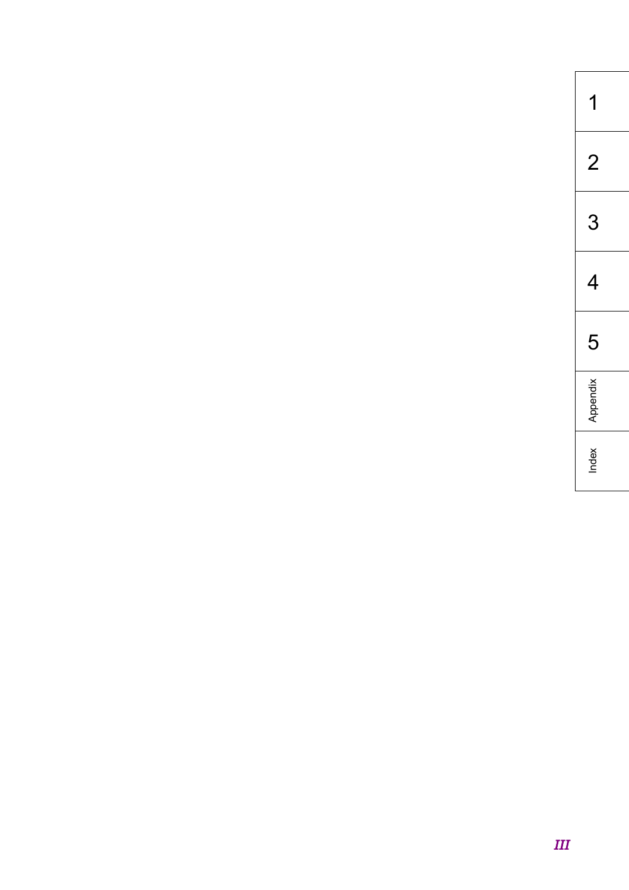1

2

3

4

5

Appendix

Index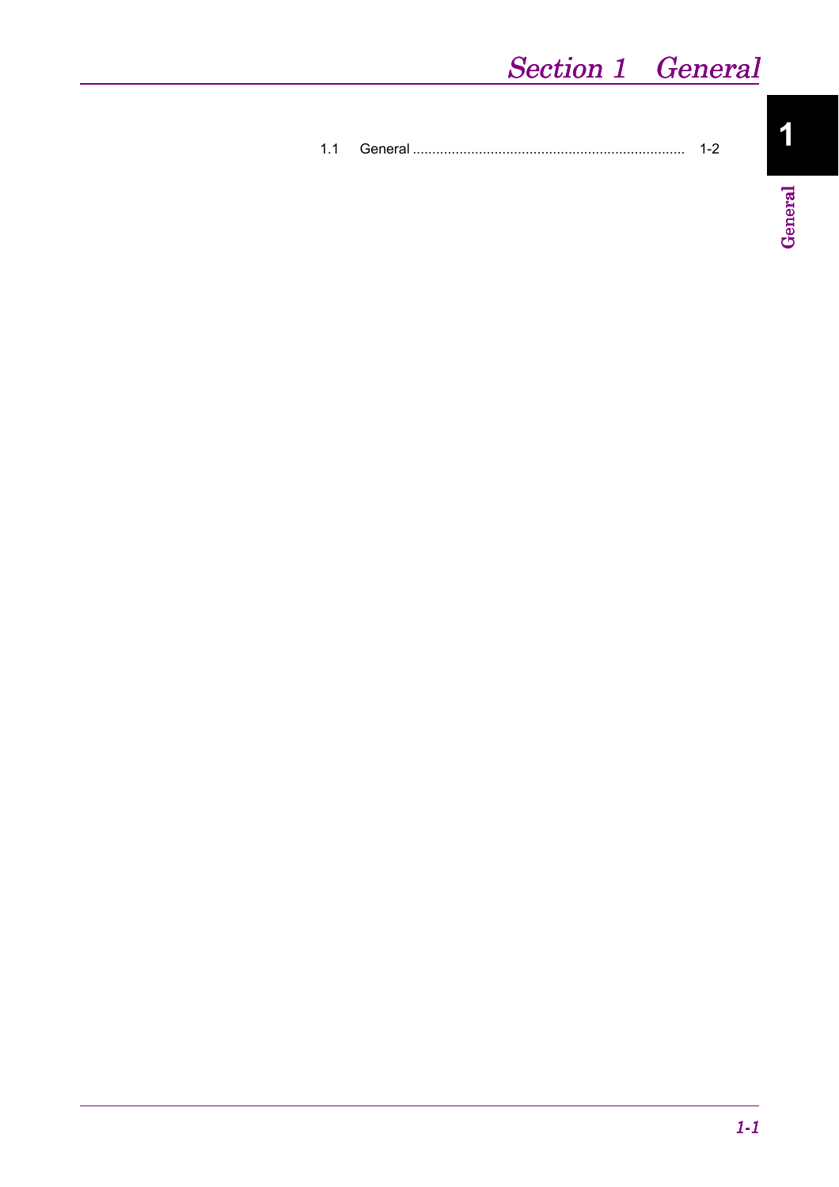# Section 1 General

1.1 General .................................................................... 1-2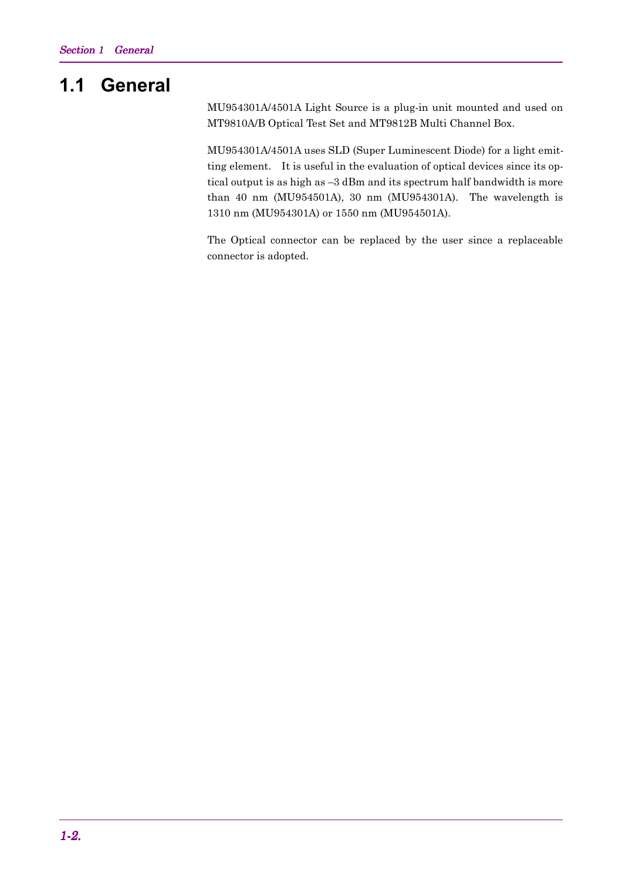# 1.1 General

MU954301A/4501A Light Source is a plug-in unit mounted and used on MT9810A/B Optical Test Set and MT9812B Multi Channel Box.

MU954301A/4501A uses SLD (Super Luminescent Diode) for a light emitting element. It is useful in the evaluation of optical devices since its optical output is as high as –3 dBm and its spectrum half bandwidth is more than 40 nm (MU954501A), 30 nm (MU954301A). The wavelength is 1310 nm (MU954301A) or 1550 nm (MU954501A).

The Optical connector can be replaced by the user since a replaceable connector is adopted.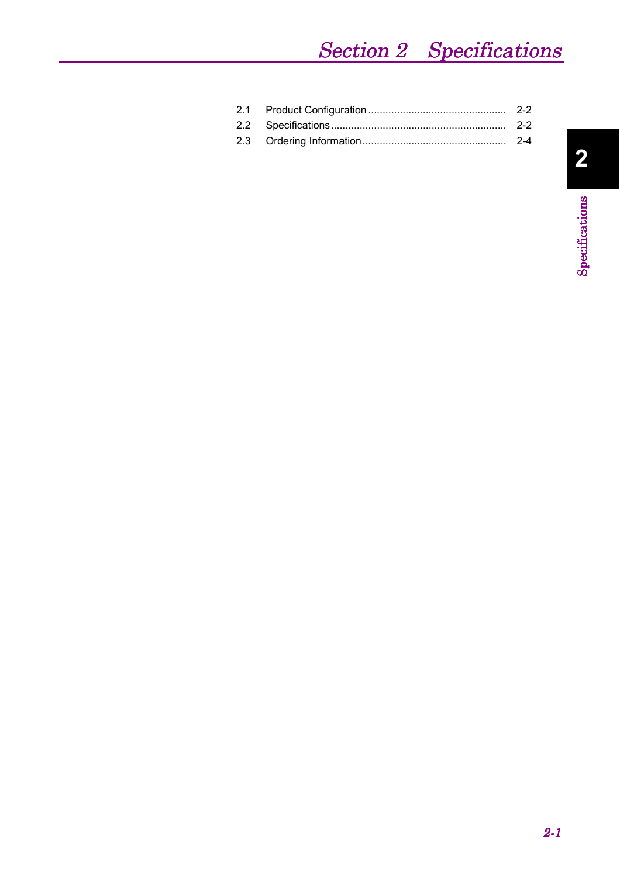# Section 2 Specifications

| | | |
|---|---|---|
| 2.1 | Product Configuration | 2-2 |
| 2.2 | Specifications | 2-2 |
| 2.3 | Ordering Information | 2-4 |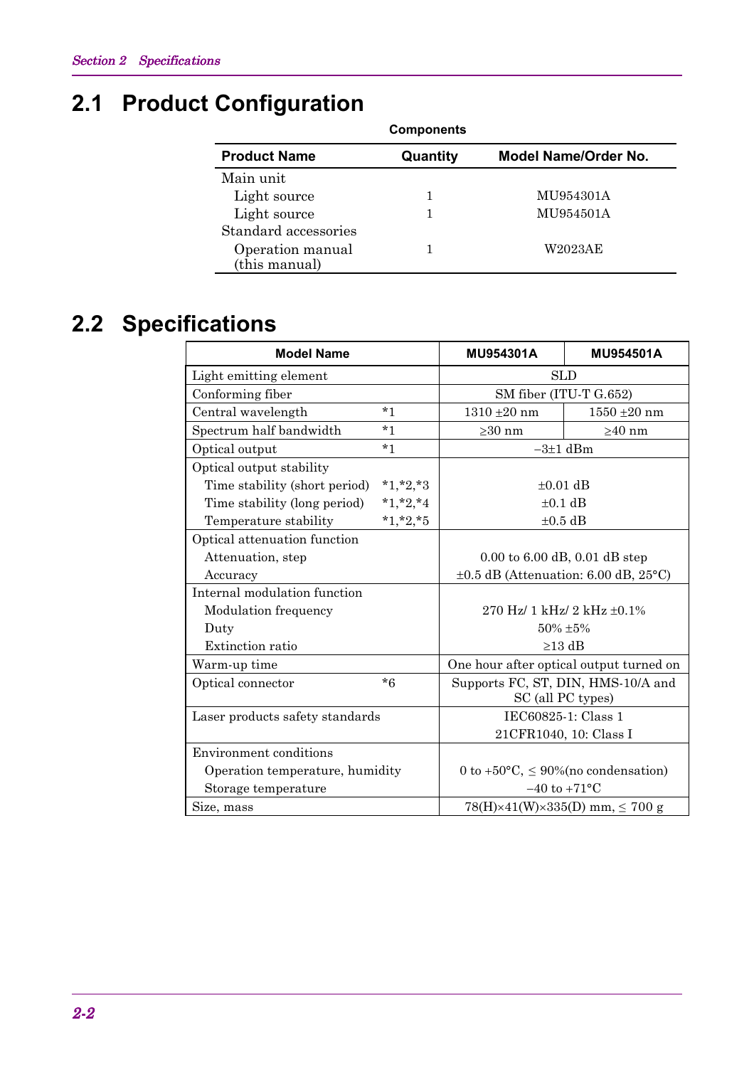## 2.1 Product Configuration

**Components**

| Product Name | Quantity | Model Name/Order No. |
|---|---|---|
| Main unit | | |
| Light source | 1 | MU954301A |
| Light source | 1 | MU954501A |
| Standard accessories | | |
| Operation manual (this manual) | 1 | W2023AE |

## 2.2 Specifications

| Model Name | | MU954301A | MU954501A |
|---|---|---|---|
| Light emitting element | | SLD | |
| Conforming fiber | | SM fiber (ITU-T G.652) | |
| Central wavelength | *1 | 1310 ±20 nm | 1550 ±20 nm |
| Spectrum half bandwidth | *1 | ≥30 nm | ≥40 nm |
| Optical output | *1 | −3±1 dBm | |
| Optical output stability | | | |
| Time stability (short period) | *1,*2,*3 | ±0.01 dB | |
| Time stability (long period) | *1,*2,*4 | ±0.1 dB | |
| Temperature stability | *1,*2,*5 | ±0.5 dB | |
| Optical attenuation function | | | |
| Attenuation, step | | 0.00 to 6.00 dB, 0.01 dB step | |
| Accuracy | | ±0.5 dB (Attenuation: 6.00 dB, 25°C) | |
| Internal modulation function | | | |
| Modulation frequency | | 270 Hz/ 1 kHz/ 2 kHz ±0.1% | |
| Duty | | 50% ±5% | |
| Extinction ratio | | ≥13 dB | |
| Warm-up time | | One hour after optical output turned on | |
| Optical connector | *6 | Supports FC, ST, DIN, HMS-10/A and SC (all PC types) | |
| Laser products safety standards | | IEC60825-1: Class 1<br>21CFR1040, 10: Class I | |
| Environment conditions | | | |
| Operation temperature, humidity | | 0 to +50°C, ≤ 90%(no condensation) | |
| Storage temperature | | −40 to +71°C | |
| Size, mass | | 78(H)×41(W)×335(D) mm, ≤ 700 g | |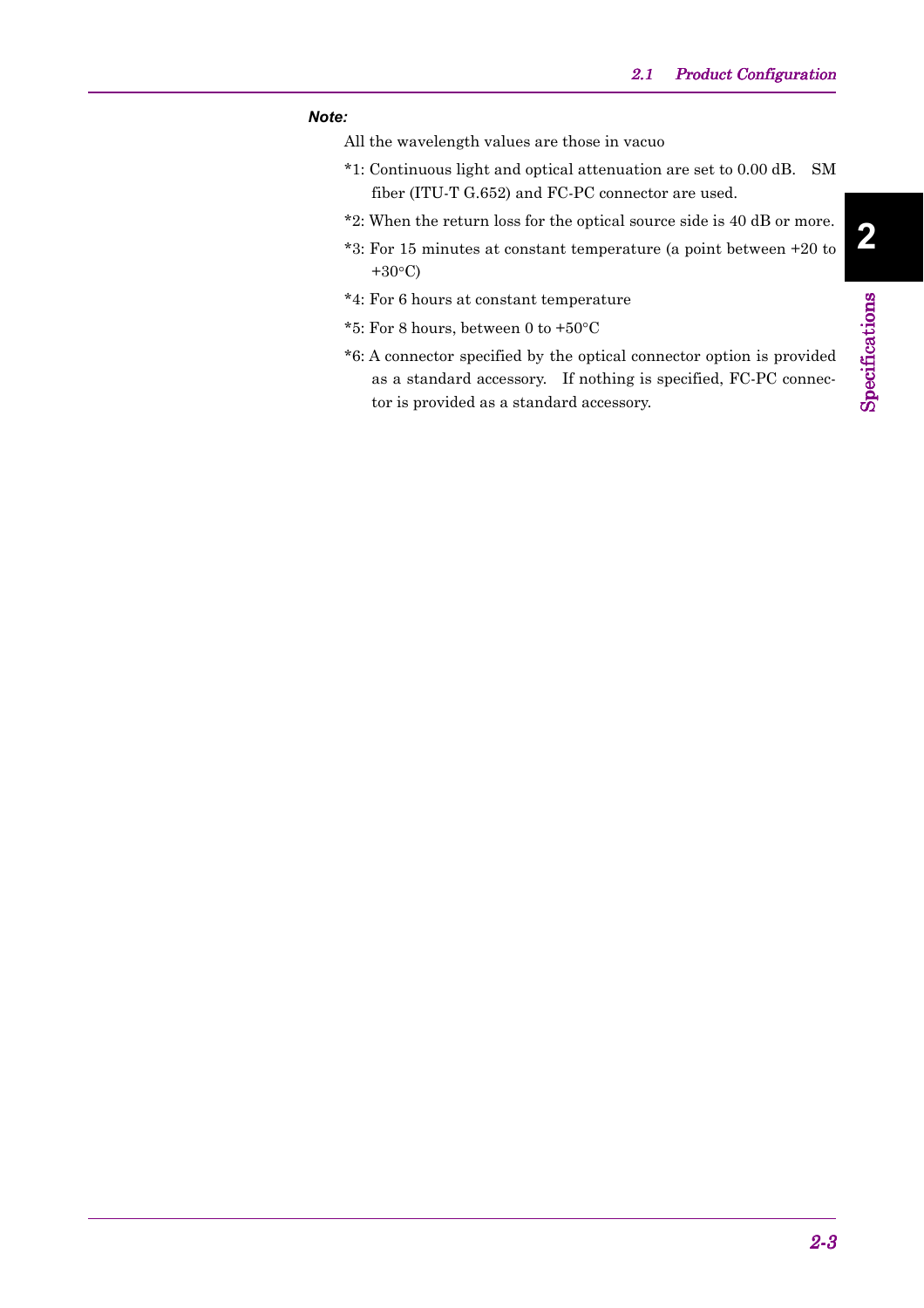*Note:*

All the wavelength values are those in vacuo

*1: Continuous light and optical attenuation are set to 0.00 dB. SM fiber (ITU-T G.652) and FC-PC connector are used.

*2: When the return loss for the optical source side is 40 dB or more.

*3: For 15 minutes at constant temperature (a point between +20 to +30°C)

*4: For 6 hours at constant temperature

*5: For 8 hours, between 0 to +50°C

*6: A connector specified by the optical connector option is provided as a standard accessory. If nothing is specified, FC-PC connector is provided as a standard accessory.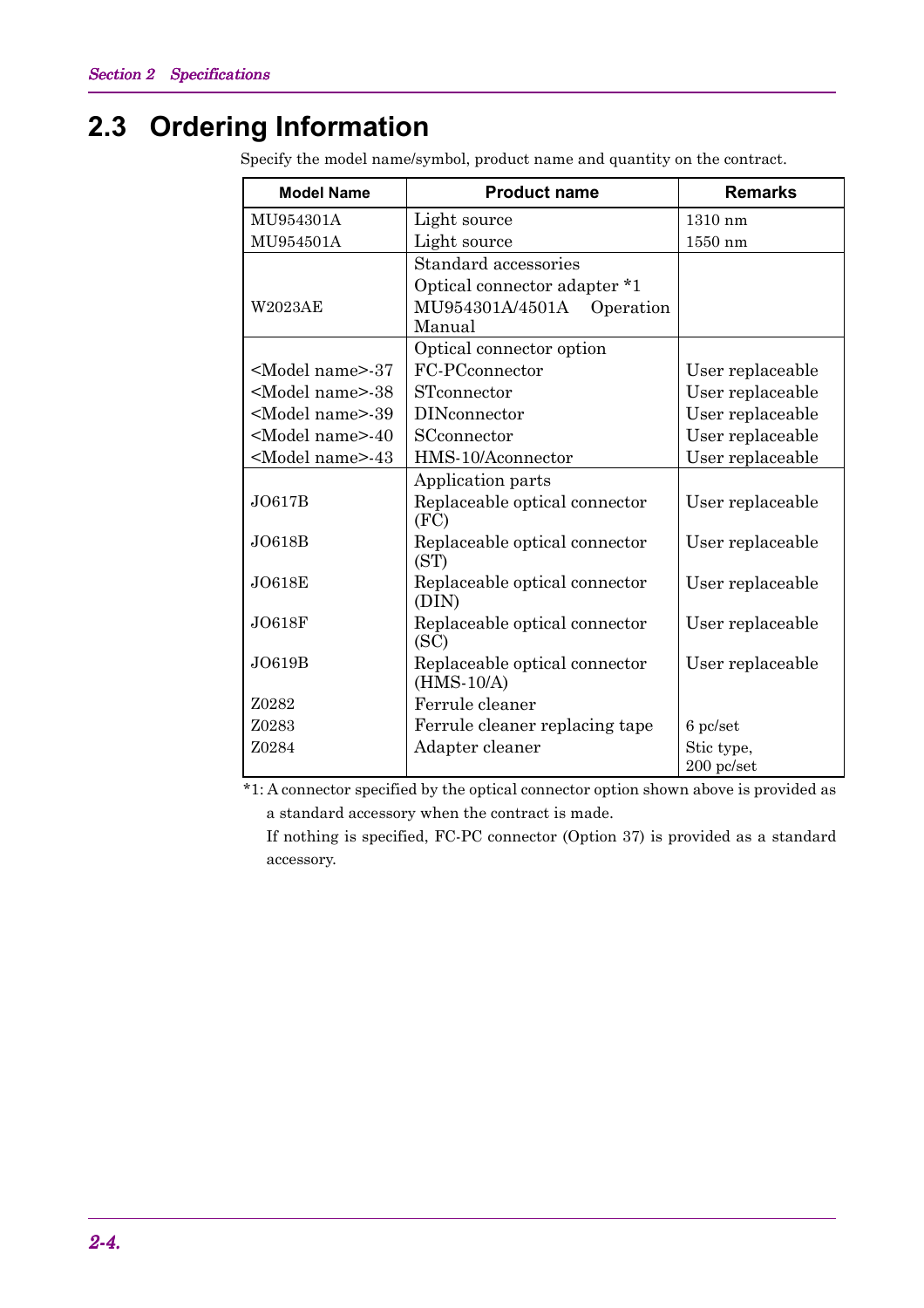## 2.3 Ordering Information

Specify the model name/symbol, product name and quantity on the contract.

| Model Name | Product name | Remarks |
|---|---|---|
| MU954301A | Light source | 1310 nm |
| MU954501A | Light source | 1550 nm |
| | Standard accessories | |
| | Optical connector adapter *1 | |
| W2023AE | MU954301A/4501A Operation Manual | |
| | Optical connector option | |
| <Model name>-37 | FC-PCconnector | User replaceable |
| <Model name>-38 | STconnector | User replaceable |
| <Model name>-39 | DINconnector | User replaceable |
| <Model name>-40 | SCconnector | User replaceable |
| <Model name>-43 | HMS-10/Aconnector | User replaceable |
| | Application parts | |
| JO617B | Replaceable optical connector (FC) | User replaceable |
| JO618B | Replaceable optical connector (ST) | User replaceable |
| JO618E | Replaceable optical connector (DIN) | User replaceable |
| JO618F | Replaceable optical connector (SC) | User replaceable |
| JO619B | Replaceable optical connector (HMS-10/A) | User replaceable |
| Z0282 | Ferrule cleaner | |
| Z0283 | Ferrule cleaner replacing tape | 6 pc/set |
| Z0284 | Adapter cleaner | Stic type, 200 pc/set |

*1: A connector specified by the optical connector option shown above is provided as a standard accessory when the contract is made.
If nothing is specified, FC-PC connector (Option 37) is provided as a standard accessory.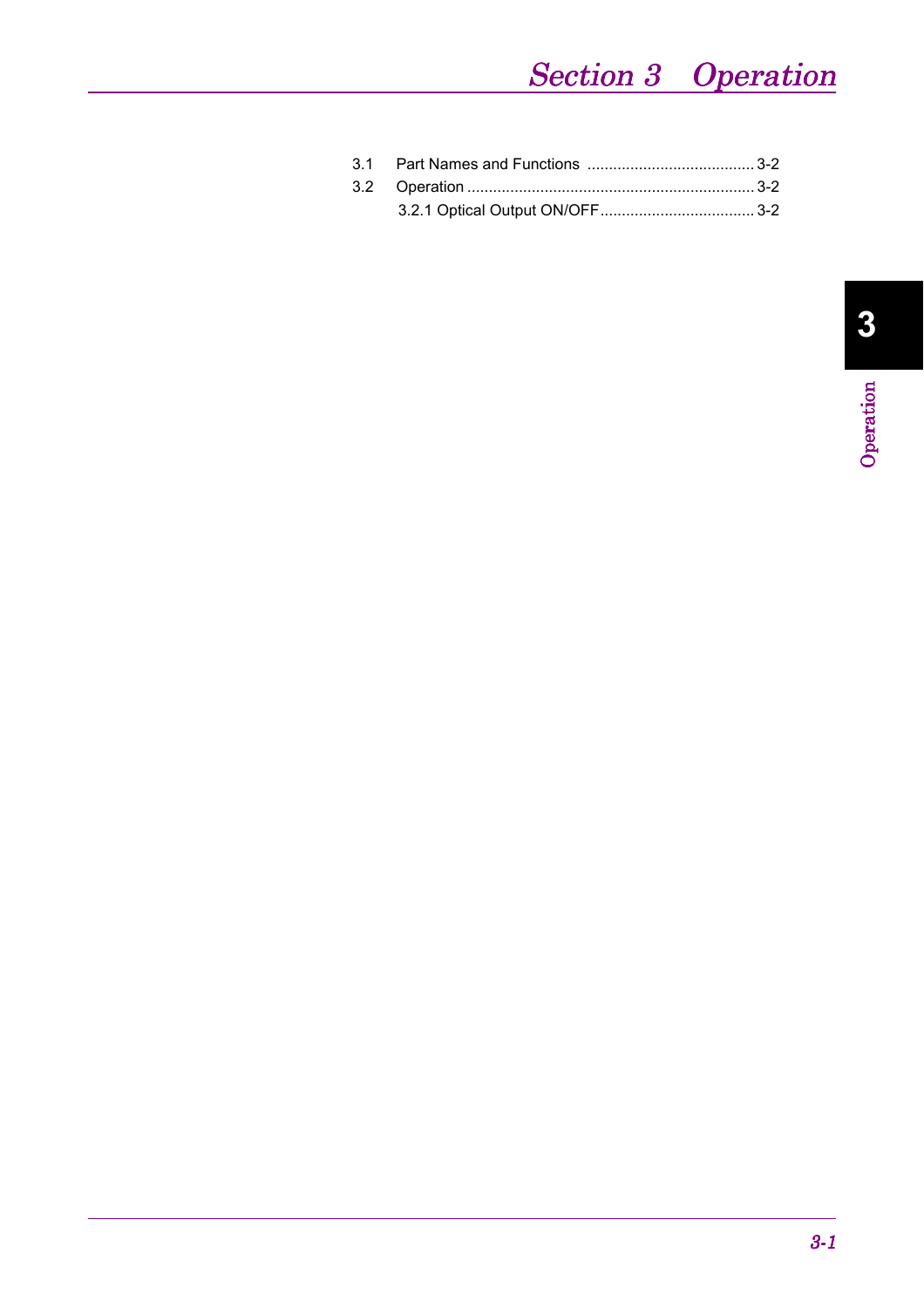# Section 3 Operation

3.1 Part Names and Functions ....................................... 3-2

3.2 Operation .................................................................. 3-2

3.2.1 Optical Output ON/OFF.................................... 3-2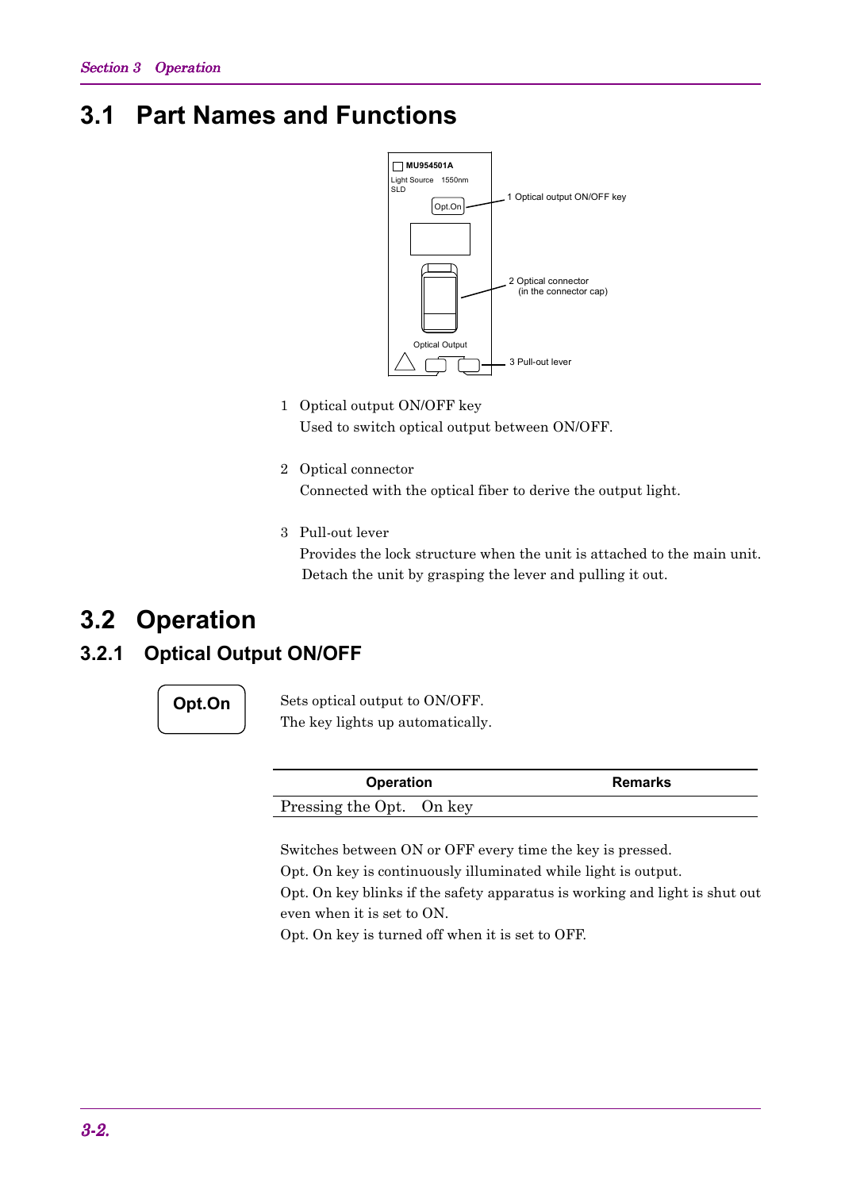## 3.1 Part Names and Functions

1 Optical output ON/OFF key
Used to switch optical output between ON/OFF.

2 Optical connector
Connected with the optical fiber to derive the output light.

3 Pull-out lever
Provides the lock structure when the unit is attached to the main unit.
Detach the unit by grasping the lever and pulling it out.

## 3.2 Operation

### 3.2.1 Optical Output ON/OFF

**Opt.On**

Sets optical output to ON/OFF.
The key lights up automatically.

| Operation | Remarks |
|---|---|
| Pressing the Opt. On key | |

Switches between ON or OFF every time the key is pressed.
Opt. On key is continuously illuminated while light is output.
Opt. On key blinks if the safety apparatus is working and light is shut out even when it is set to ON.
Opt. On key is turned off when it is set to OFF.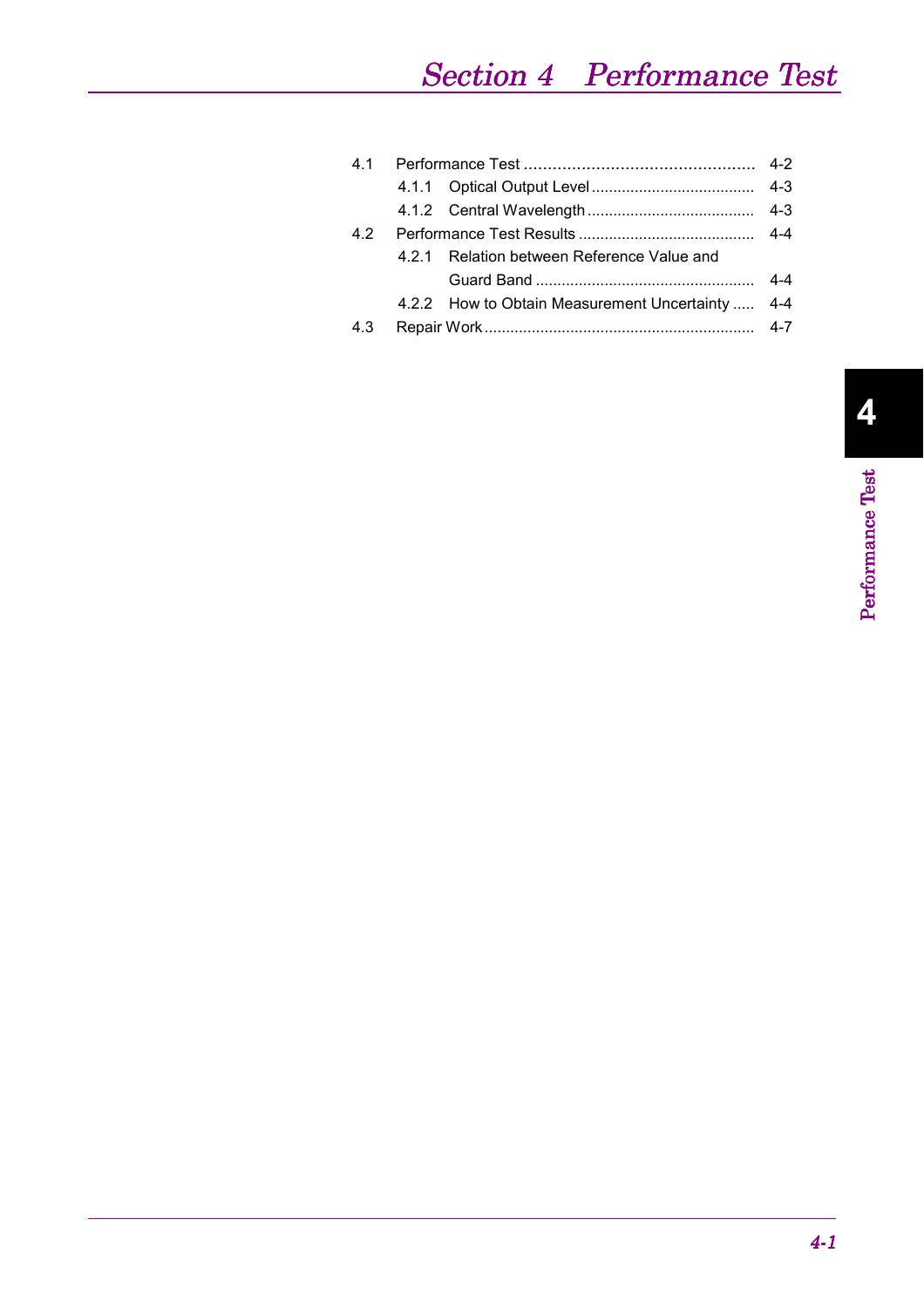# Section 4 Performance Test

| | | |
|---|---|---|
| 4.1 | Performance Test | 4-2 |
| 4.1.1 | Optical Output Level | 4-3 |
| 4.1.2 | Central Wavelength | 4-3 |
| 4.2 | Performance Test Results | 4-4 |
| 4.2.1 | Relation between Reference Value and Guard Band | 4-4 |
| 4.2.2 | How to Obtain Measurement Uncertainty | 4-4 |
| 4.3 | Repair Work | 4-7 |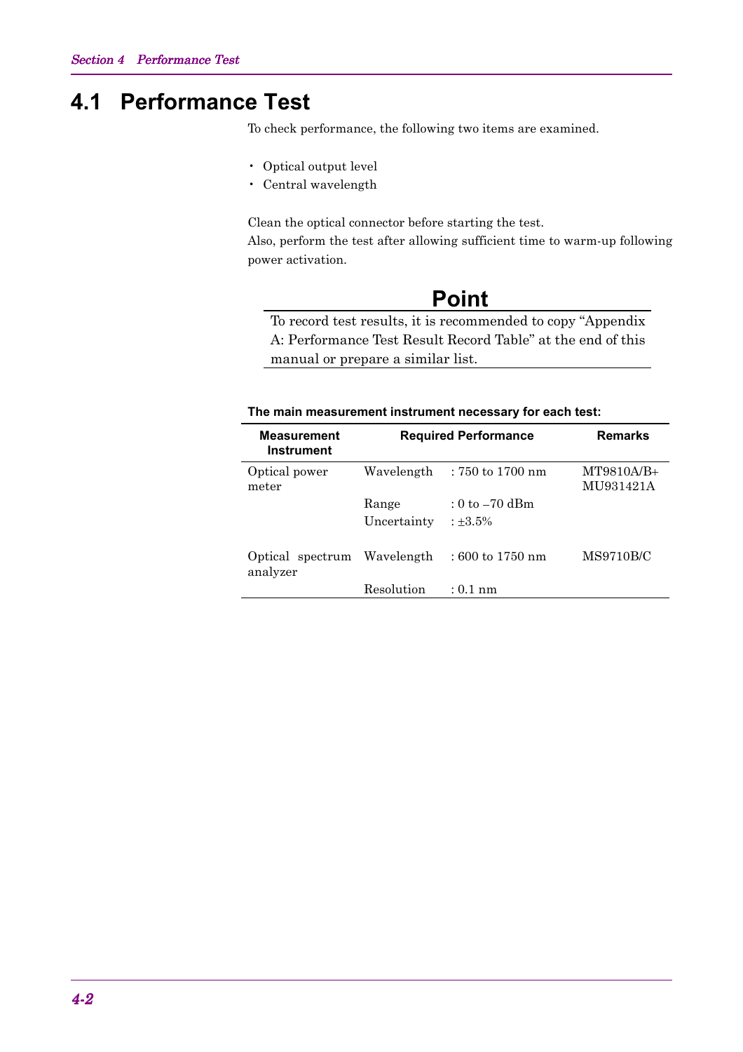## 4.1 Performance Test

To check performance, the following two items are examined.

- Optical output level
- Central wavelength

Clean the optical connector before starting the test.
Also, perform the test after allowing sufficient time to warm-up following power activation.

**Point**

To record test results, it is recommended to copy “Appendix A: Performance Test Result Record Table” at the end of this manual or prepare a similar list.

**The main measurement instrument necessary for each test:**

| Measurement Instrument | Required Performance | | Remarks |
|---|---|---|---|
| Optical power meter | Wavelength | : 750 to 1700 nm | MT9810A/B+ MU931421A |
| | Range | : 0 to –70 dBm | |
| | Uncertainty | : ±3.5% | |
| Optical spectrum analyzer | Wavelength | : 600 to 1750 nm | MS9710B/C |
| | Resolution | : 0.1 nm | |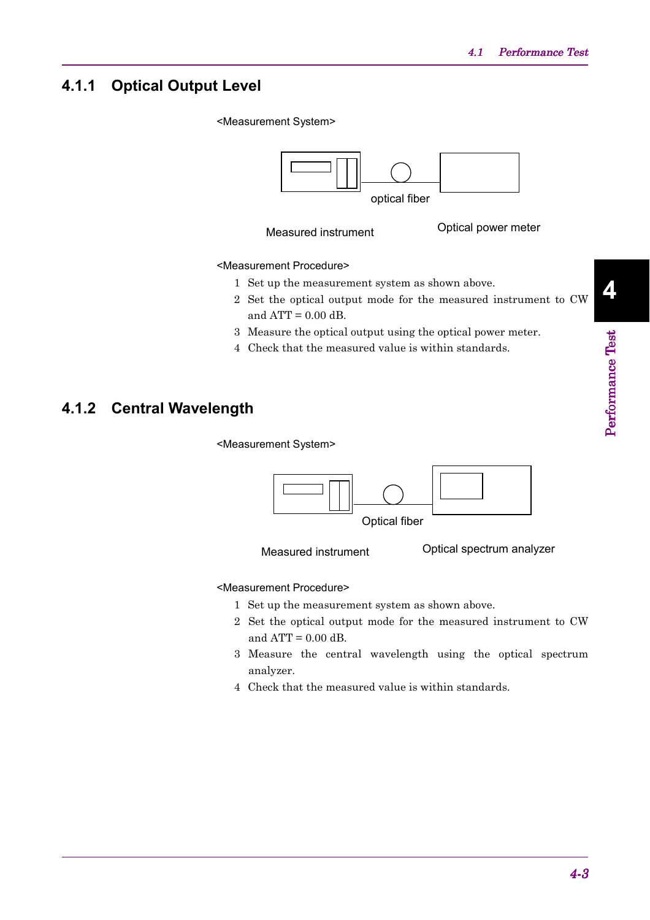### 4.1.1 Optical Output Level

<Measurement System>

optical fiber

Measured instrument

Optical power meter

<Measurement Procedure>

1. Set up the measurement system as shown above.
2. Set the optical output mode for the measured instrument to CW and ATT = 0.00 dB.
3. Measure the optical output using the optical power meter.
4. Check that the measured value is within standards.

### 4.1.2 Central Wavelength

<Measurement System>

Optical fiber

Measured instrument

Optical spectrum analyzer

<Measurement Procedure>

1. Set up the measurement system as shown above.
2. Set the optical output mode for the measured instrument to CW and ATT = 0.00 dB.
3. Measure the central wavelength using the optical spectrum analyzer.
4. Check that the measured value is within standards.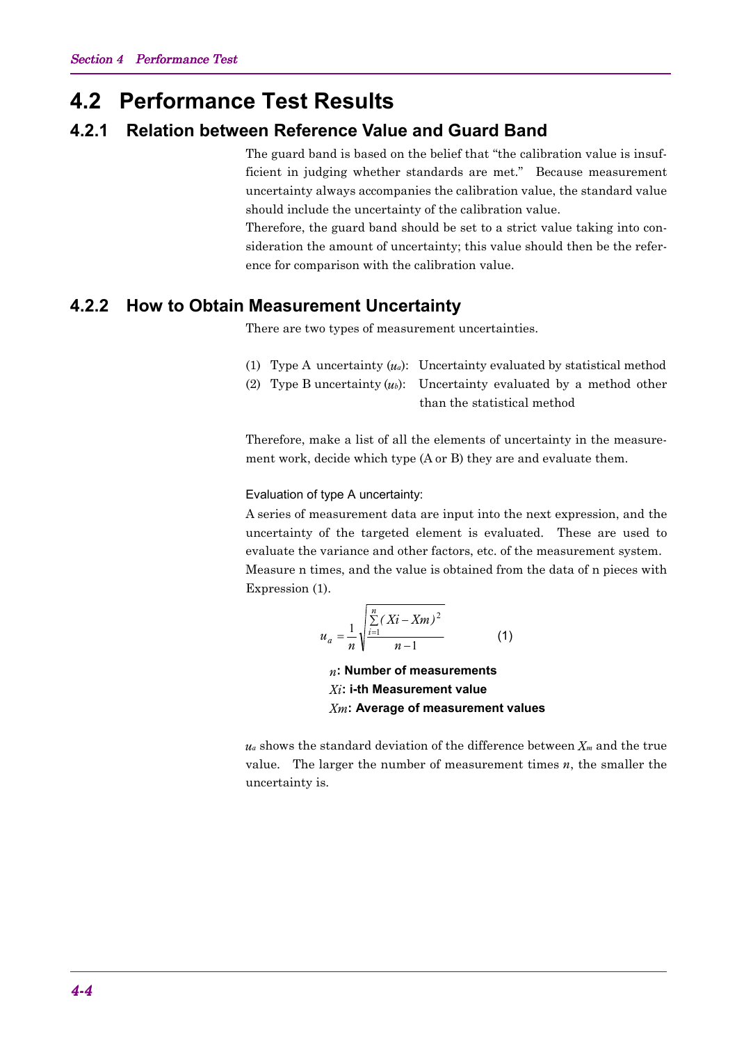## 4.2 Performance Test Results

### 4.2.1 Relation between Reference Value and Guard Band

The guard band is based on the belief that "the calibration value is insufficient in judging whether standards are met." Because measurement uncertainty always accompanies the calibration value, the standard value should include the uncertainty of the calibration value.

Therefore, the guard band should be set to a strict value taking into consideration the amount of uncertainty; this value should then be the reference for comparison with the calibration value.

### 4.2.2 How to Obtain Measurement Uncertainty

There are two types of measurement uncertainties.

(1) Type A uncertainty ($u_a$): Uncertainty evaluated by statistical method

(2) Type B uncertainty ($u_b$): Uncertainty evaluated by a method other than the statistical method

Therefore, make a list of all the elements of uncertainty in the measurement work, decide which type (A or B) they are and evaluate them.

Evaluation of type A uncertainty:

A series of measurement data are input into the next expression, and the uncertainty of the targeted element is evaluated. These are used to evaluate the variance and other factors, etc. of the measurement system. Measure n times, and the value is obtained from the data of n pieces with Expression (1).

$$u_a = \frac{1}{n}\sqrt{\frac{\sum_{i=1}^{n}(Xi - Xm)^2}{n-1}} \qquad (1)$$

$n$**: Number of measurements**
$Xi$**: i-th Measurement value**
$Xm$**: Average of measurement values**

$u_a$ shows the standard deviation of the difference between $X_m$ and the true value. The larger the number of measurement times $n$, the smaller the uncertainty is.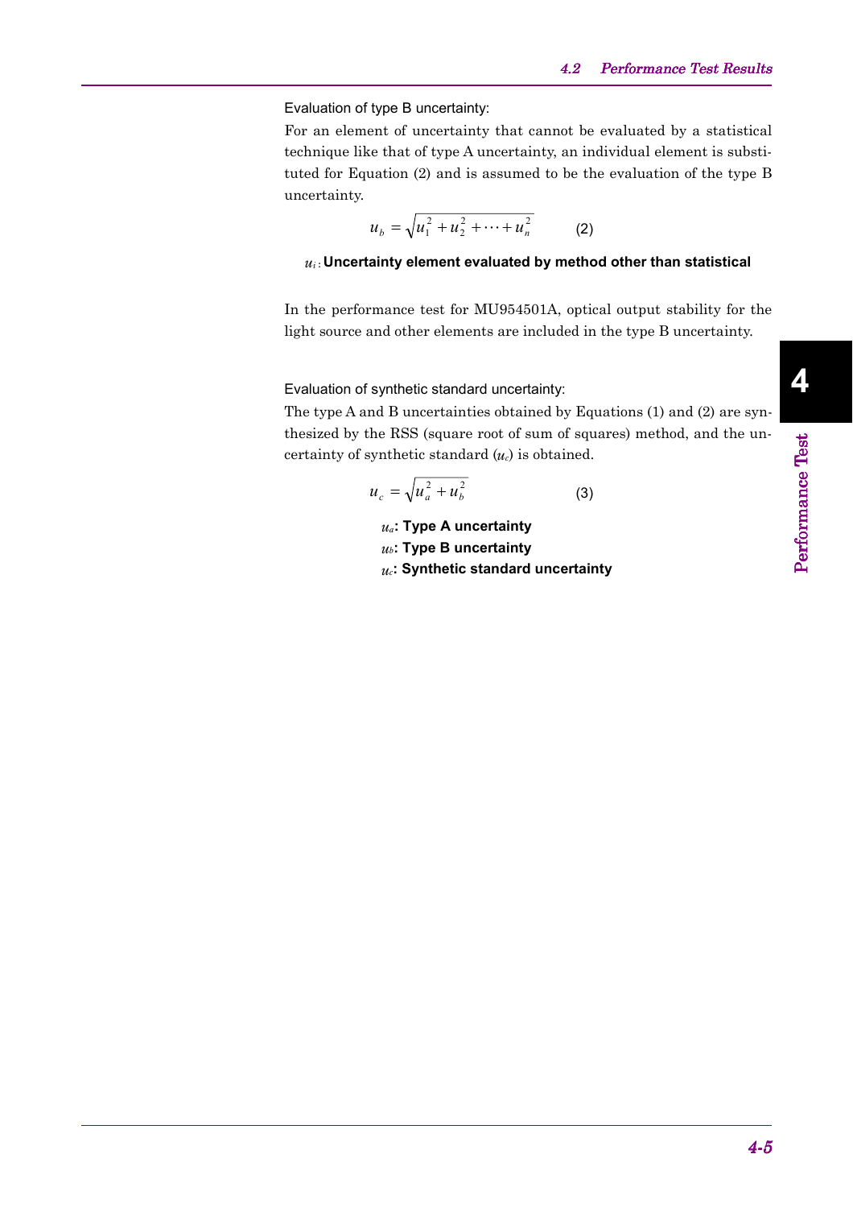Evaluation of type B uncertainty:

For an element of uncertainty that cannot be evaluated by a statistical technique like that of type A uncertainty, an individual element is substituted for Equation (2) and is assumed to be the evaluation of the type B uncertainty.

$$u_b = \sqrt{u_1^2 + u_2^2 + \cdots + u_n^2} \qquad (2)$$

$u_i$: **Uncertainty element evaluated by method other than statistical**

In the performance test for MU954501A, optical output stability for the light source and other elements are included in the type B uncertainty.

Evaluation of synthetic standard uncertainty:

The type A and B uncertainties obtained by Equations (1) and (2) are synthesized by the RSS (square root of sum of squares) method, and the uncertainty of synthetic standard ($u_c$) is obtained.

$$u_c = \sqrt{u_a^2 + u_b^2} \qquad (3)$$

$u_a$: **Type A uncertainty**  
$u_b$: **Type B uncertainty**  
$u_c$: **Synthetic standard uncertainty**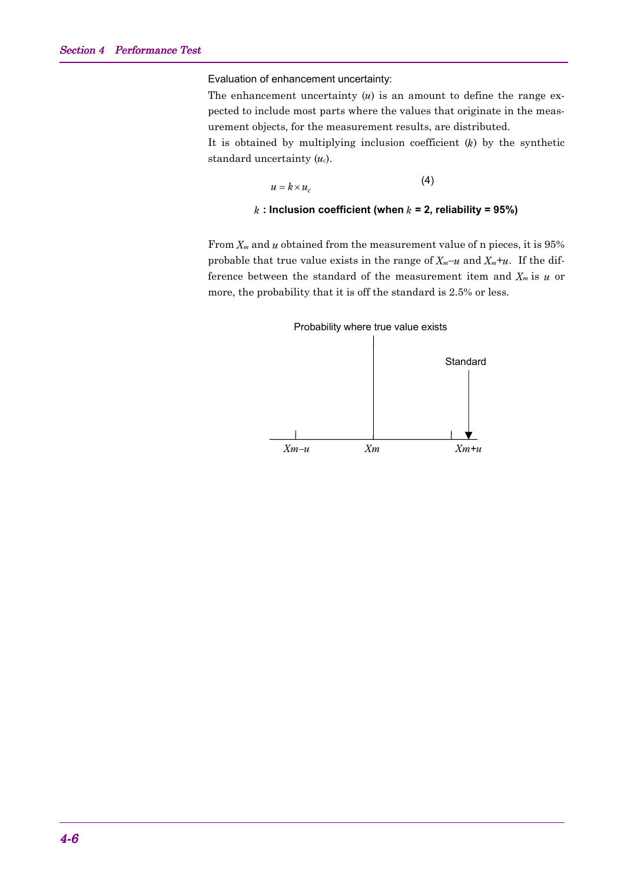Evaluation of enhancement uncertainty:

The enhancement uncertainty ($u$) is an amount to define the range expected to include most parts where the values that originate in the measurement objects, for the measurement results, are distributed.

It is obtained by multiplying inclusion coefficient ($k$) by the synthetic standard uncertainty ($u_c$).

$$u = k \times u_c \tag{4}$$

**$k$ : Inclusion coefficient (when $k$ = 2, reliability = 95%)**

From $X_m$ and $u$ obtained from the measurement value of n pieces, it is 95% probable that true value exists in the range of $X_m$–$u$ and $X_m$+$u$. If the difference between the standard of the measurement item and $X_m$ is $u$ or more, the probability that it is off the standard is 2.5% or less.

Probability where true value exists

Standard

$Xm$–$u$ $Xm$ $Xm$+$u$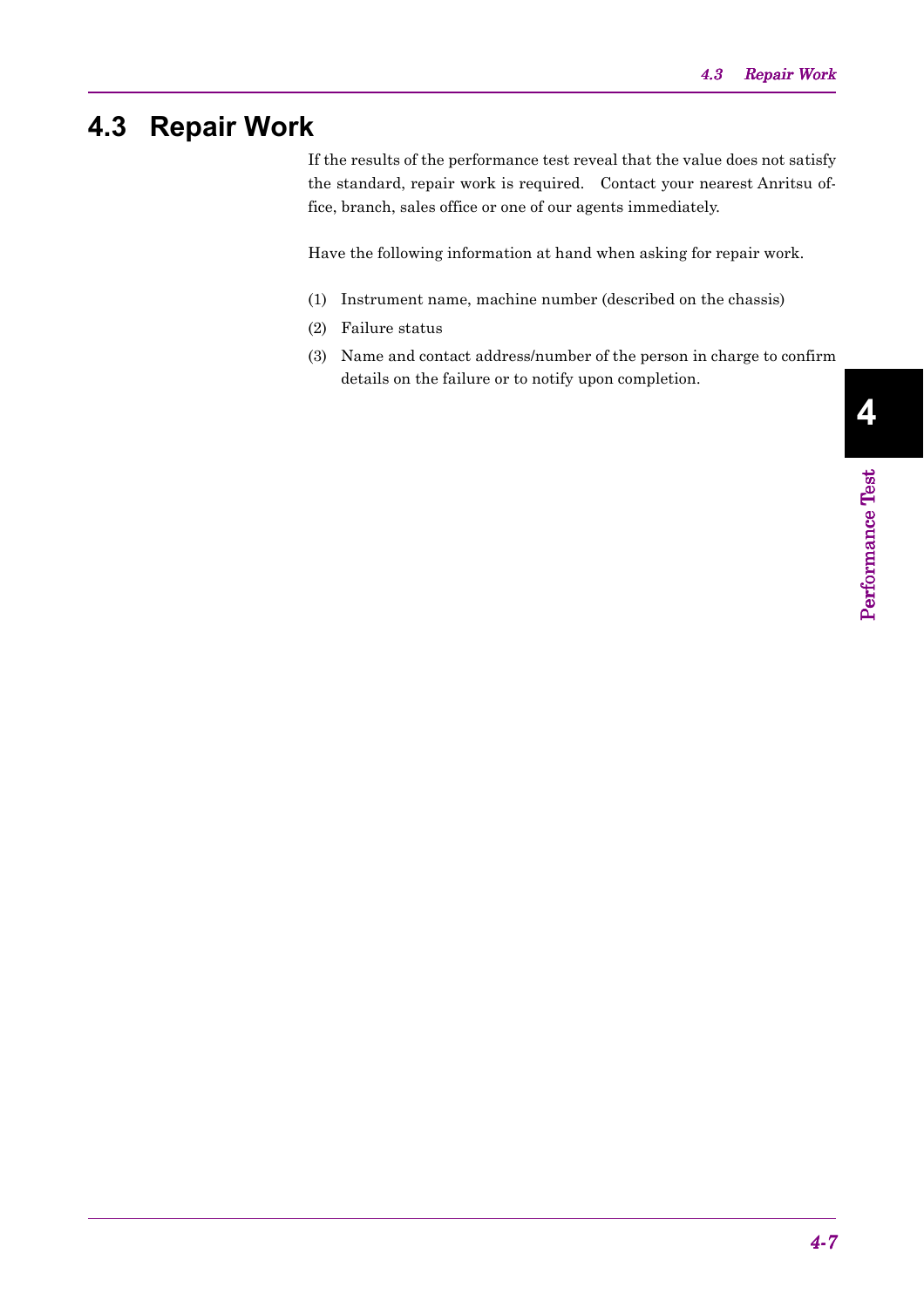## 4.3 Repair Work

If the results of the performance test reveal that the value does not satisfy the standard, repair work is required. Contact your nearest Anritsu office, branch, sales office or one of our agents immediately.

Have the following information at hand when asking for repair work.

(1) Instrument name, machine number (described on the chassis)

(2) Failure status

(3) Name and contact address/number of the person in charge to confirm details on the failure or to notify upon completion.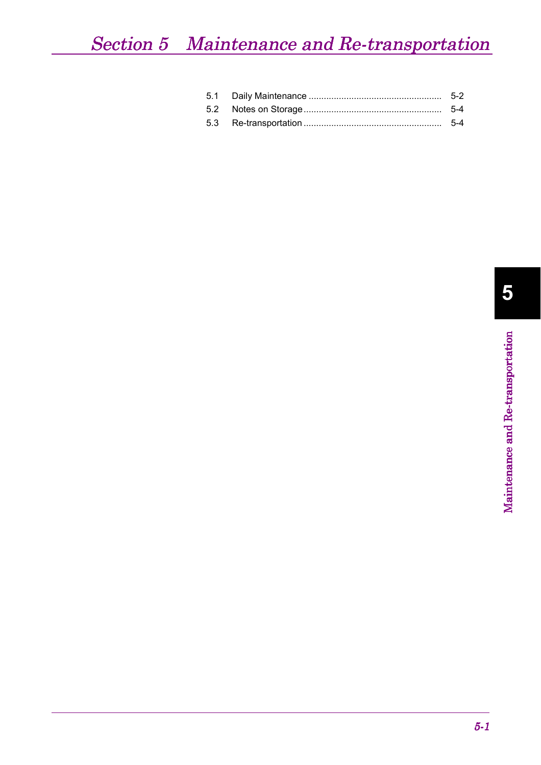# Section 5 Maintenance and Re-transportation

| | | |
|---|---|---|
| 5.1 | Daily Maintenance | 5-2 |
| 5.2 | Notes on Storage | 5-4 |
| 5.3 | Re-transportation | 5-4 |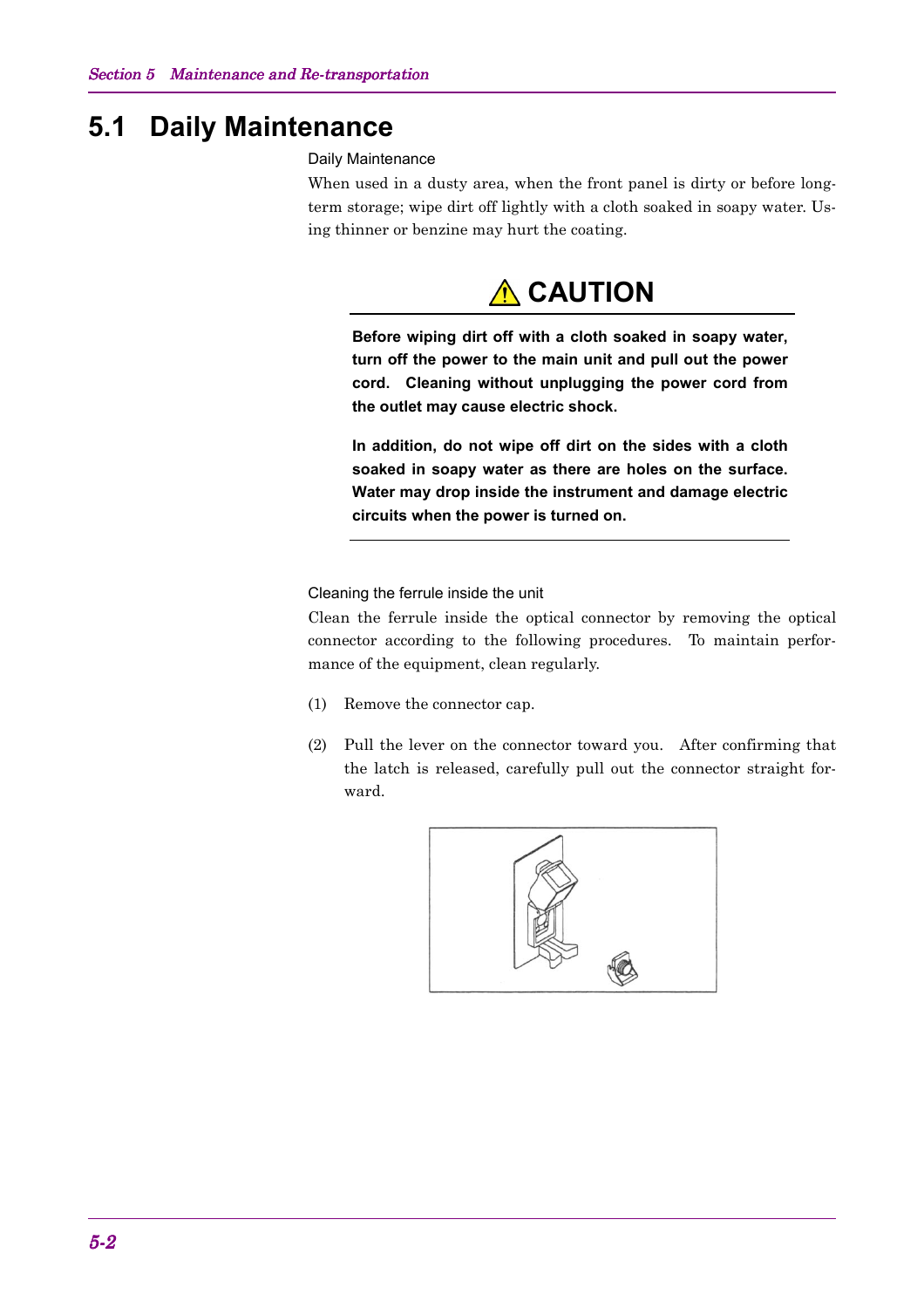# 5.1 Daily Maintenance

Daily Maintenance

When used in a dusty area, when the front panel is dirty or before long-term storage; wipe dirt off lightly with a cloth soaked in soapy water. Using thinner or benzine may hurt the coating.

## ⚠ CAUTION

**Before wiping dirt off with a cloth soaked in soapy water, turn off the power to the main unit and pull out the power cord. Cleaning without unplugging the power cord from the outlet may cause electric shock.**

**In addition, do not wipe off dirt on the sides with a cloth soaked in soapy water as there are holes on the surface. Water may drop inside the instrument and damage electric circuits when the power is turned on.**

Cleaning the ferrule inside the unit

Clean the ferrule inside the optical connector by removing the optical connector according to the following procedures. To maintain performance of the equipment, clean regularly.

(1) Remove the connector cap.

(2) Pull the lever on the connector toward you. After confirming that the latch is released, carefully pull out the connector straight forward.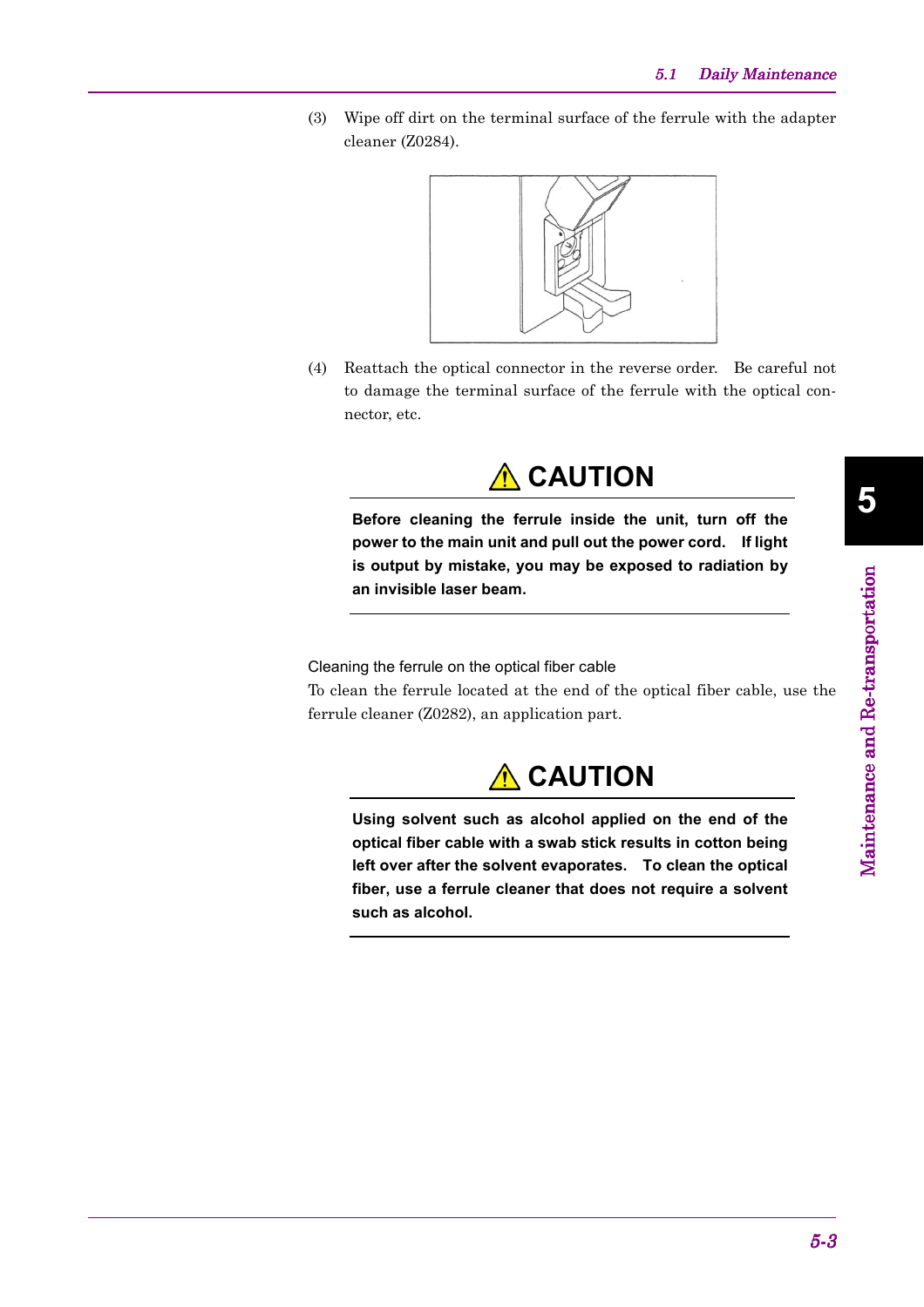(3) Wipe off dirt on the terminal surface of the ferrule with the adapter cleaner (Z0284).

(4) Reattach the optical connector in the reverse order. Be careful not to damage the terminal surface of the ferrule with the optical connector, etc.

## ⚠ CAUTION

**Before cleaning the ferrule inside the unit, turn off the power to the main unit and pull out the power cord. If light is output by mistake, you may be exposed to radiation by an invisible laser beam.**

Cleaning the ferrule on the optical fiber cable

To clean the ferrule located at the end of the optical fiber cable, use the ferrule cleaner (Z0282), an application part.

## ⚠ CAUTION

**Using solvent such as alcohol applied on the end of the optical fiber cable with a swab stick results in cotton being left over after the solvent evaporates. To clean the optical fiber, use a ferrule cleaner that does not require a solvent such as alcohol.**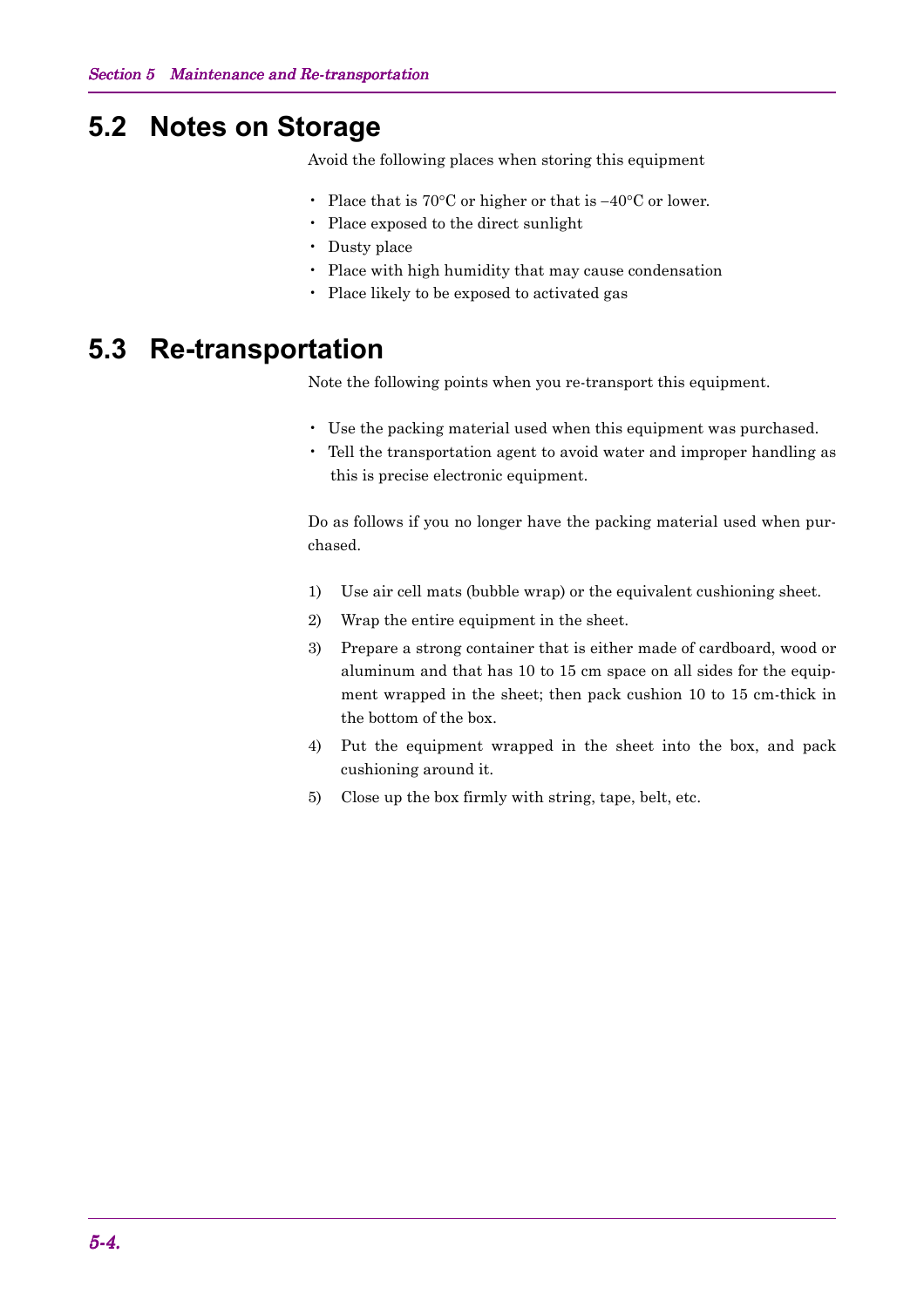## 5.2 Notes on Storage

Avoid the following places when storing this equipment

- Place that is 70°C or higher or that is –40°C or lower.
- Place exposed to the direct sunlight
- Dusty place
- Place with high humidity that may cause condensation
- Place likely to be exposed to activated gas

## 5.3 Re-transportation

Note the following points when you re-transport this equipment.

- Use the packing material used when this equipment was purchased.
- Tell the transportation agent to avoid water and improper handling as this is precise electronic equipment.

Do as follows if you no longer have the packing material used when purchased.

1) Use air cell mats (bubble wrap) or the equivalent cushioning sheet.
2) Wrap the entire equipment in the sheet.
3) Prepare a strong container that is either made of cardboard, wood or aluminum and that has 10 to 15 cm space on all sides for the equipment wrapped in the sheet; then pack cushion 10 to 15 cm-thick in the bottom of the box.
4) Put the equipment wrapped in the sheet into the box, and pack cushioning around it.
5) Close up the box firmly with string, tape, belt, etc.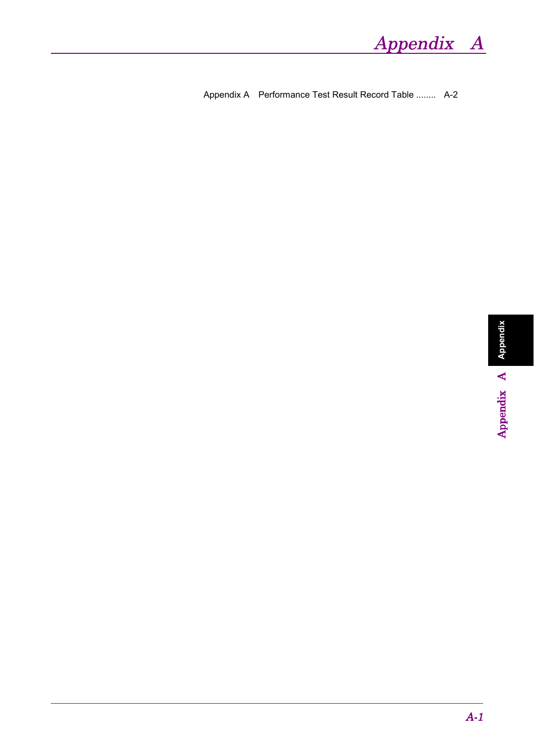# *Appendix A*

Appendix A Performance Test Result Record Table ........ A-2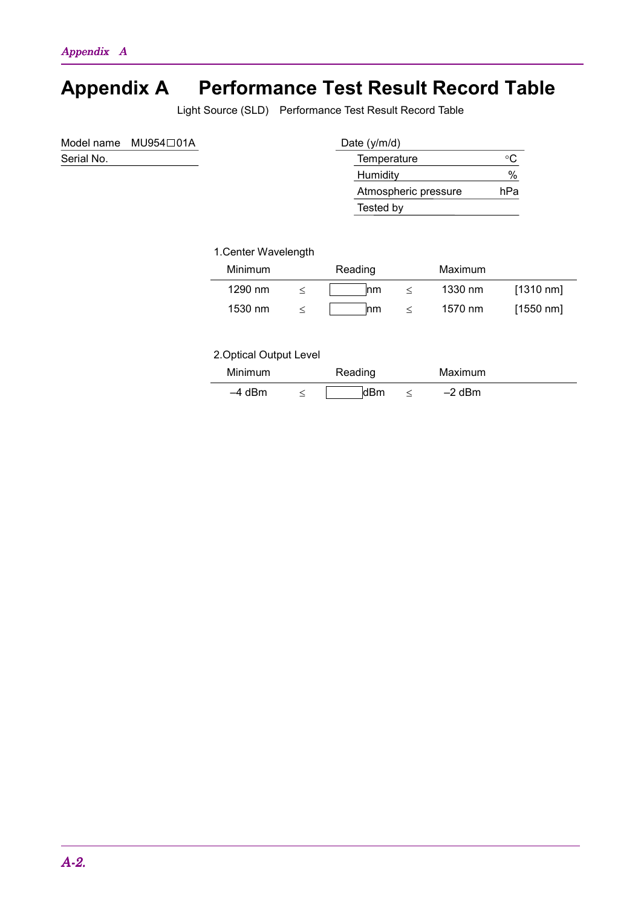# Appendix A　Performance Test Result Record Table

Light Source (SLD)　Performance Test Result Record Table

Model name　MU954□01A
Serial No.

Date (y/m/d)

| | |
|---|---|
| Temperature | °C |
| Humidity | % |
| Atmospheric pressure | hPa |
| Tested by | |

1.Center Wavelength

| Minimum | | Reading | | Maximum | |
|---|---|---|---|---|---|
| 1290 nm | ≤ | nm | ≤ | 1330 nm | [1310 nm] |
| 1530 nm | ≤ | nm | ≤ | 1570 nm | [1550 nm] |

2.Optical Output Level

| Minimum | | Reading | | Maximum |
|---|---|---|---|---|
| –4 dBm | ≤ | dBm | ≤ | –2 dBm |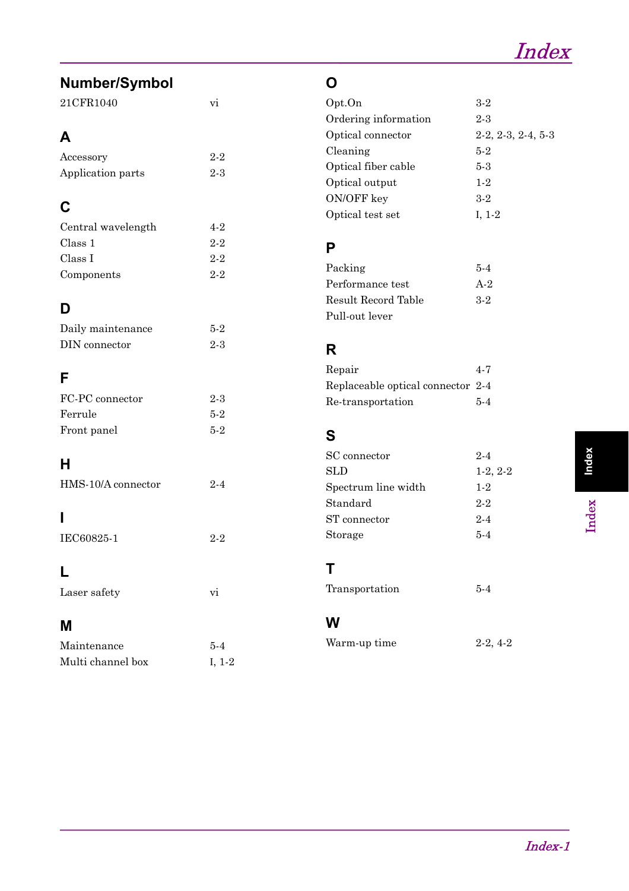# Index

## Number/Symbol

| | |
|---|---|
| 21CFR1040 | vi |

## A

| | |
|---|---|
| Accessory | 2-2 |
| Application parts | 2-3 |

## C

| | |
|---|---|
| Central wavelength | 4-2 |
| Class 1 | 2-2 |
| Class I | 2-2 |
| Components | 2-2 |

## D

| | |
|---|---|
| Daily maintenance | 5-2 |
| DIN connector | 2-3 |

## F

| | |
|---|---|
| FC-PC connector | 2-3 |
| Ferrule | 5-2 |
| Front panel | 5-2 |

## H

| | |
|---|---|
| HMS-10/A connector | 2-4 |

## I

| | |
|---|---|
| IEC60825-1 | 2-2 |

## L

| | |
|---|---|
| Laser safety | vi |

## M

| | |
|---|---|
| Maintenance | 5-4 |
| Multi channel box | I, 1-2 |

## O

| | |
|---|---|
| Opt.On | 3-2 |
| Ordering information | 2-3 |
| Optical connector | 2-2, 2-3, 2-4, 5-3 |
| Cleaning | 5-2 |
| Optical fiber cable | 5-3 |
| Optical output | 1-2 |
| ON/OFF key | 3-2 |
| Optical test set | I, 1-2 |

## P

| | |
|---|---|
| Packing | 5-4 |
| Performance test | A-2 |
| Result Record Table | 3-2 |
| Pull-out lever | |

## R

| | |
|---|---|
| Repair | 4-7 |
| Replaceable optical connector | 2-4 |
| Re-transportation | 5-4 |

## S

| | |
|---|---|
| SC connector | 2-4 |
| SLD | 1-2, 2-2 |
| Spectrum line width | 1-2 |
| Standard | 2-2 |
| ST connector | 2-4 |
| Storage | 5-4 |

## T

| | |
|---|---|
| Transportation | 5-4 |

## W

| | |
|---|---|
| Warm-up time | 2-2, 4-2 |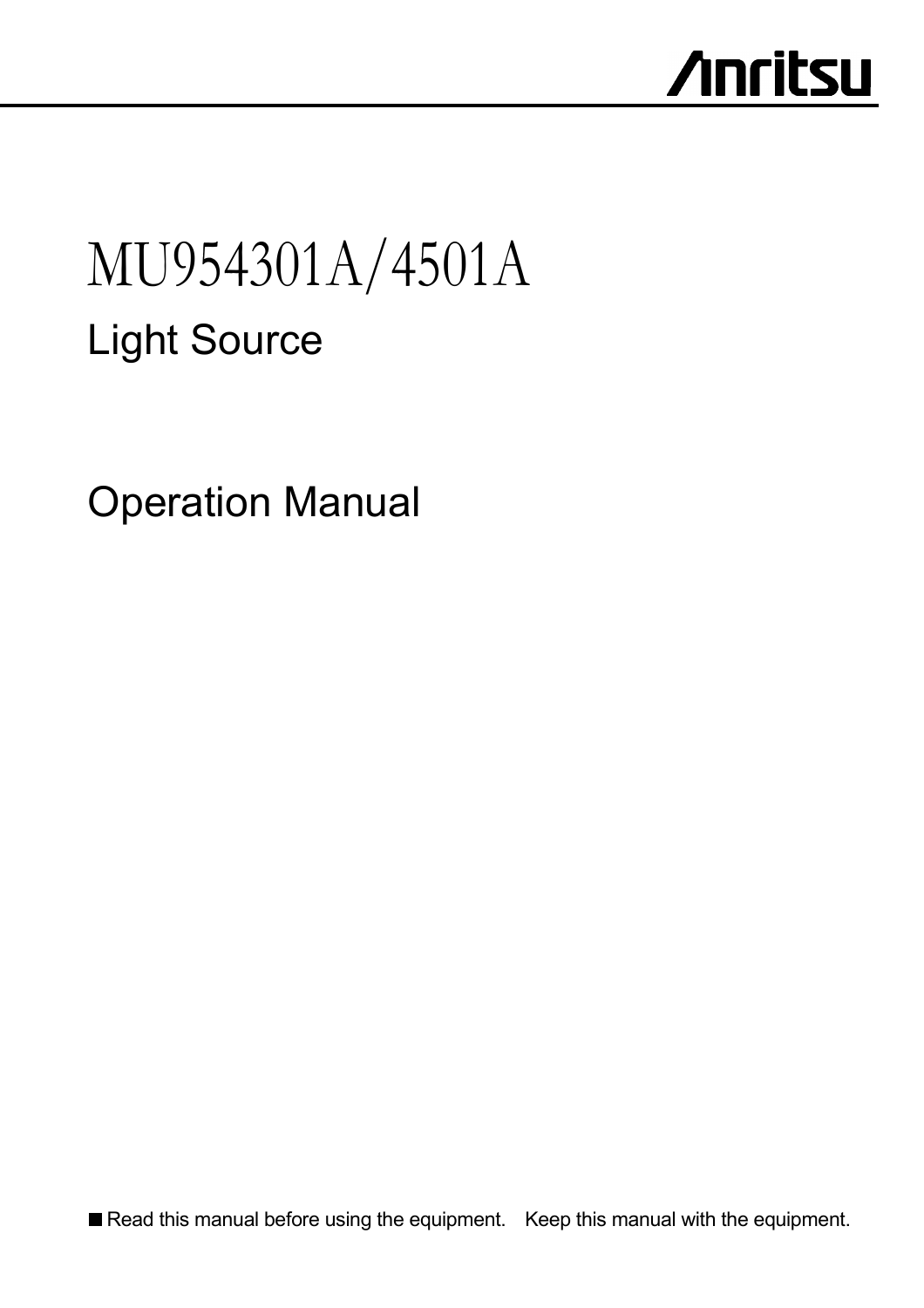Anritsu

# MU954301A/4501A

## Light Source

## Operation Manual

■ Read this manual before using the equipment. Keep this manual with the equipment.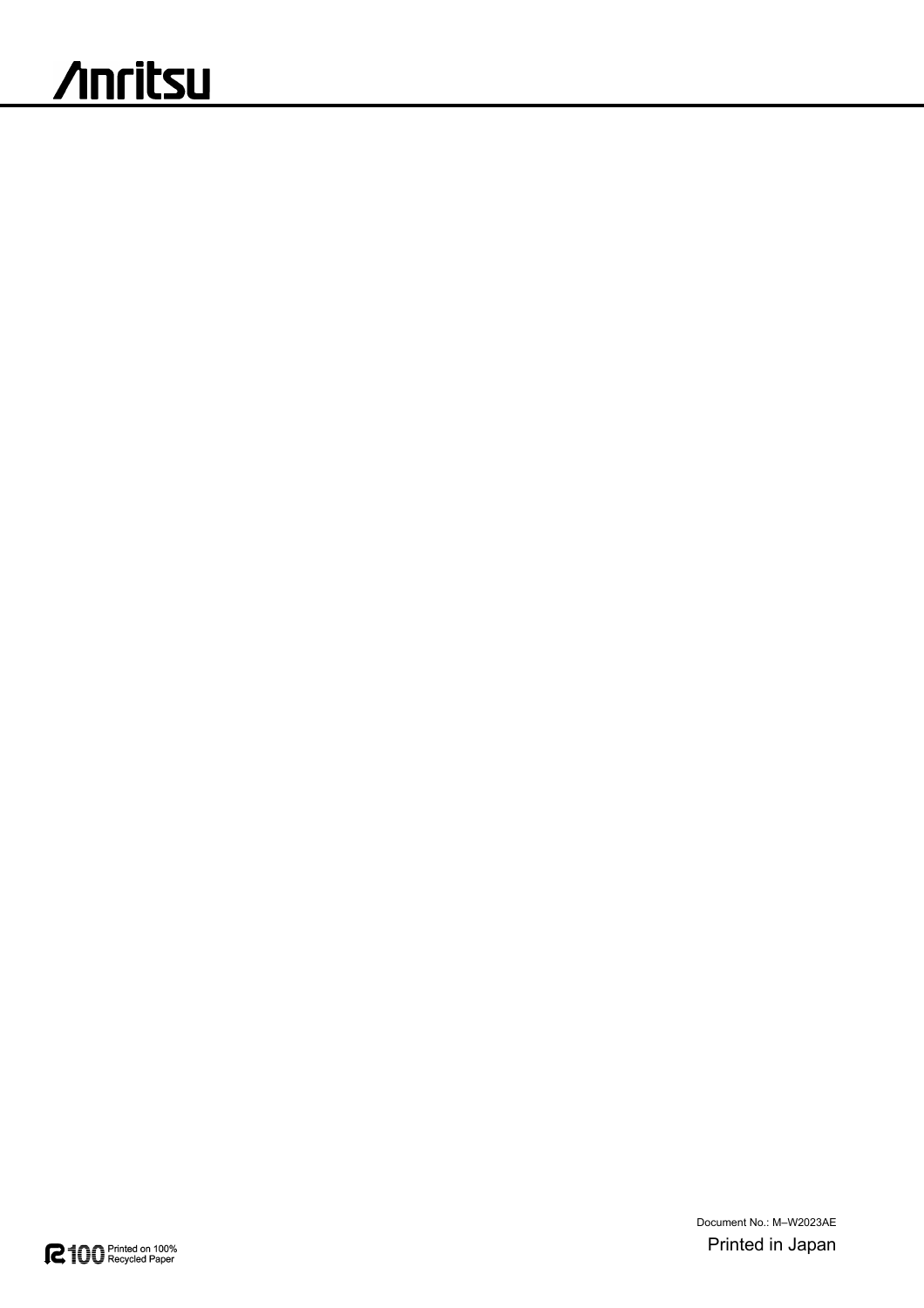Anritsu

Document No.: M–W2023AE

Printed in Japan

Printed on 100% Recycled Paper